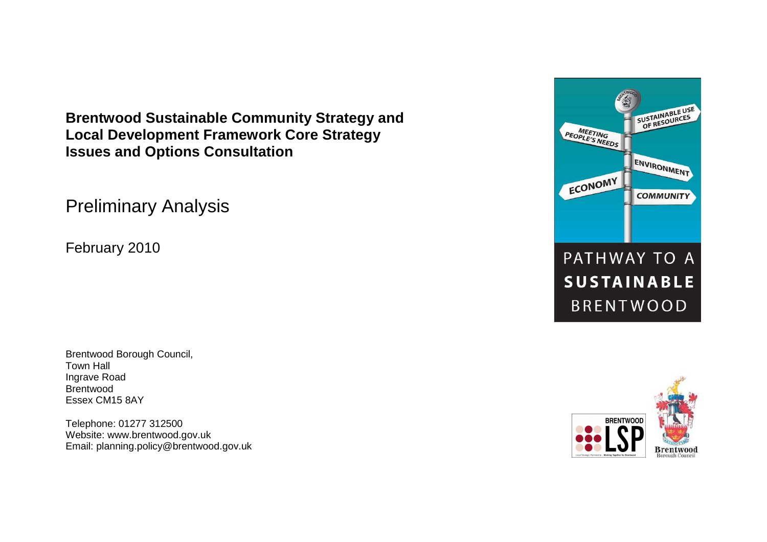# Brentwood Sustainable Community Strategy and Local Development Framework Core Strategy Issues and Options Consultation

## Preliminary Analysis

February 2010

PATHWAY TO A SUSTAINABLE BRENTWOOD

Brentwood Borough Council,
Town Hall
Ingrave Road
Brentwood
Essex CM15 8AY

Telephone: 01277 312500
Website: www.brentwood.gov.uk
Email: planning.policy@brentwood.gov.uk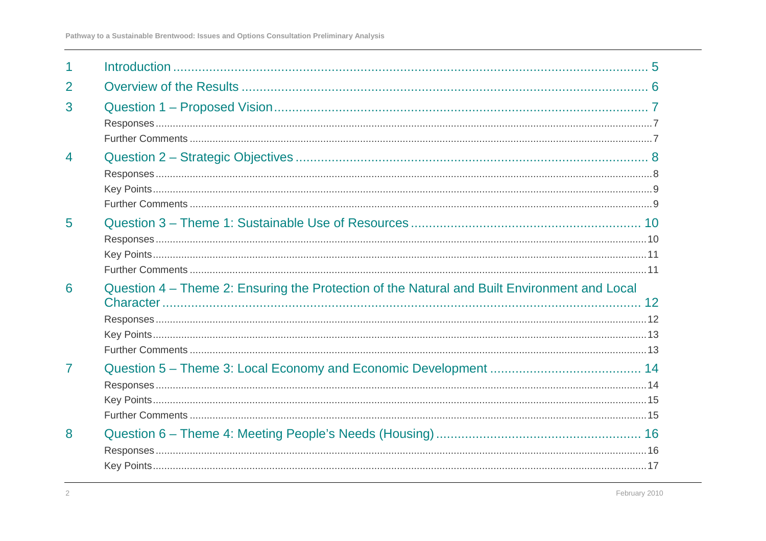1 Introduction ..................................................................................................................... 5

2 Overview of the Results .................................................................................................. 6

3 Question 1 – Proposed Vision ......................................................................................... 7

- Responses ..................................................................................................................... 7
- Further Comments ......................................................................................................... 7

4 Question 2 – Strategic Objectives .................................................................................... 8

- Responses ..................................................................................................................... 8
- Key Points ..................................................................................................................... 9
- Further Comments ......................................................................................................... 9

5 Question 3 – Theme 1: Sustainable Use of Resources .................................................. 10

- Responses ................................................................................................................... 10
- Key Points ................................................................................................................... 11
- Further Comments ....................................................................................................... 11

6 Question 4 – Theme 2: Ensuring the Protection of the Natural and Built Environment and Local Character ........................................................................................................................ 12

- Responses ................................................................................................................... 12
- Key Points ................................................................................................................... 13
- Further Comments ....................................................................................................... 13

7 Question 5 – Theme 3: Local Economy and Economic Development ............................ 14

- Responses ................................................................................................................... 14
- Key Points ................................................................................................................... 15
- Further Comments ....................................................................................................... 15

8 Question 6 – Theme 4: Meeting People's Needs (Housing) ........................................... 16

- Responses ................................................................................................................... 16
- Key Points ................................................................................................................... 17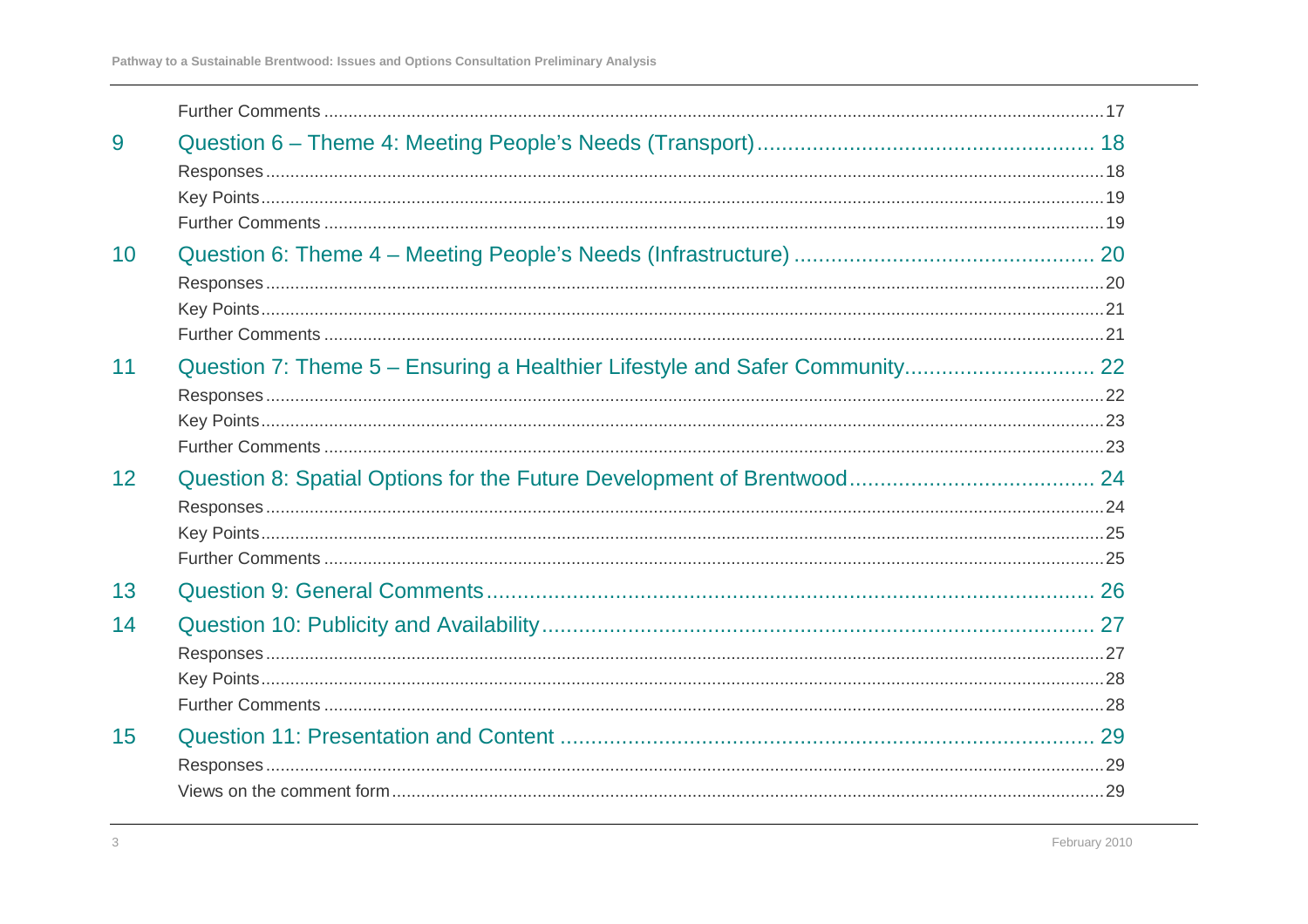Further Comments ...17

9 Question 6 – Theme 4: Meeting People's Needs (Transport) ... 18

Responses ...18

Key Points ...19

Further Comments ...19

10 Question 6: Theme 4 – Meeting People's Needs (Infrastructure) ... 20

Responses ...20

Key Points ...21

Further Comments ...21

11 Question 7: Theme 5 – Ensuring a Healthier Lifestyle and Safer Community ... 22

Responses ...22

Key Points ...23

Further Comments ...23

12 Question 8: Spatial Options for the Future Development of Brentwood ... 24

Responses ...24

Key Points ...25

Further Comments ...25

13 Question 9: General Comments ... 26

14 Question 10: Publicity and Availability ... 27

Responses ...27

Key Points ...28

Further Comments ...28

15 Question 11: Presentation and Content ... 29

Responses ...29

Views on the comment form ...29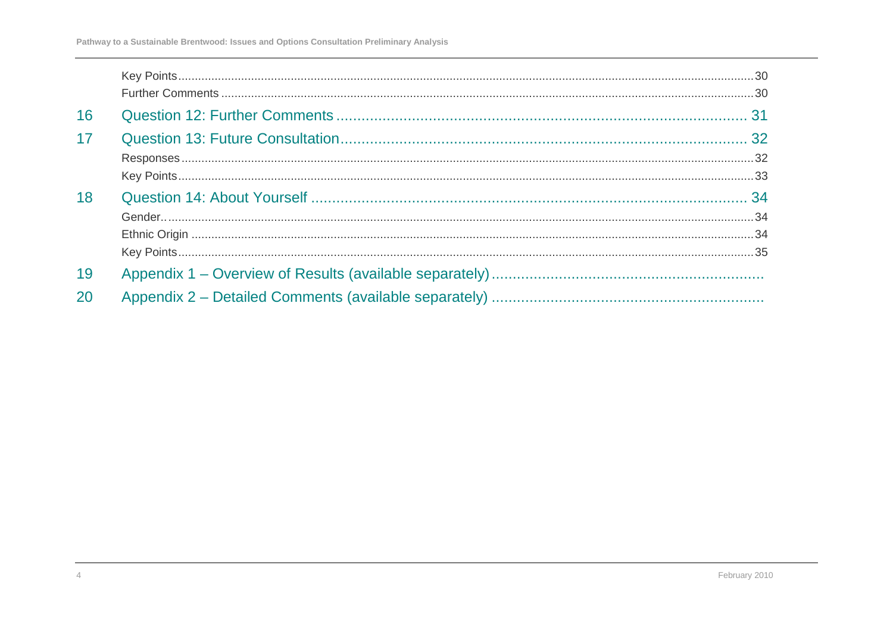Key Points ........................................................ 30
Further Comments ........................................................ 30

16 Question 12: Further Comments ........................................................ 31

17 Question 13: Future Consultation ........................................................ 32

Responses ........................................................ 32
Key Points ........................................................ 33

18 Question 14: About Yourself ........................................................ 34

Gender ........................................................ 34
Ethnic Origin ........................................................ 34
Key Points ........................................................ 35

19 Appendix 1 – Overview of Results (available separately) ........................................................

20 Appendix 2 – Detailed Comments (available separately) ........................................................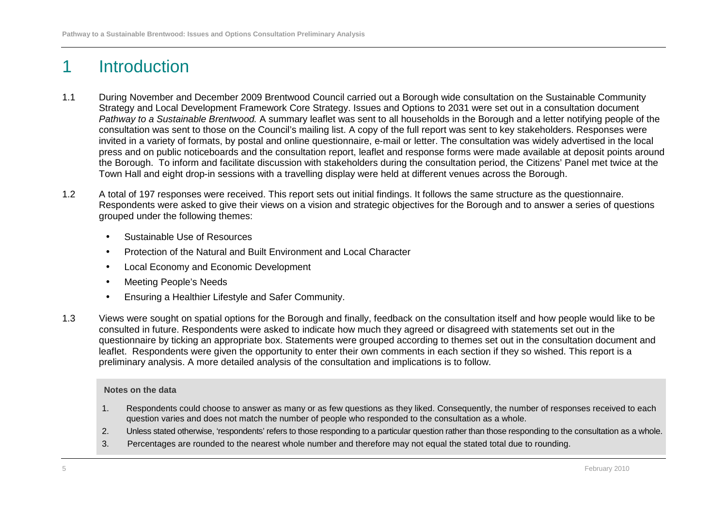# 1 Introduction

1.1 During November and December 2009 Brentwood Council carried out a Borough wide consultation on the Sustainable Community Strategy and Local Development Framework Core Strategy. Issues and Options to 2031 were set out in a consultation document *Pathway to a Sustainable Brentwood.* A summary leaflet was sent to all households in the Borough and a letter notifying people of the consultation was sent to those on the Council's mailing list. A copy of the full report was sent to key stakeholders. Responses were invited in a variety of formats, by postal and online questionnaire, e-mail or letter. The consultation was widely advertised in the local press and on public noticeboards and the consultation report, leaflet and response forms were made available at deposit points around the Borough. To inform and facilitate discussion with stakeholders during the consultation period, the Citizens' Panel met twice at the Town Hall and eight drop-in sessions with a travelling display were held at different venues across the Borough.

1.2 A total of 197 responses were received. This report sets out initial findings. It follows the same structure as the questionnaire. Respondents were asked to give their views on a vision and strategic objectives for the Borough and to answer a series of questions grouped under the following themes:

- Sustainable Use of Resources
- Protection of the Natural and Built Environment and Local Character
- Local Economy and Economic Development
- Meeting People's Needs
- Ensuring a Healthier Lifestyle and Safer Community.

1.3 Views were sought on spatial options for the Borough and finally, feedback on the consultation itself and how people would like to be consulted in future. Respondents were asked to indicate how much they agreed or disagreed with statements set out in the questionnaire by ticking an appropriate box. Statements were grouped according to themes set out in the consultation document and leaflet. Respondents were given the opportunity to enter their own comments in each section if they so wished. This report is a preliminary analysis. A more detailed analysis of the consultation and implications is to follow.

**Notes on the data**

1. Respondents could choose to answer as many or as few questions as they liked. Consequently, the number of responses received to each question varies and does not match the number of people who responded to the consultation as a whole.
2. Unless stated otherwise, 'respondents' refers to those responding to a particular question rather than those responding to the consultation as a whole.
3. Percentages are rounded to the nearest whole number and therefore may not equal the stated total due to rounding.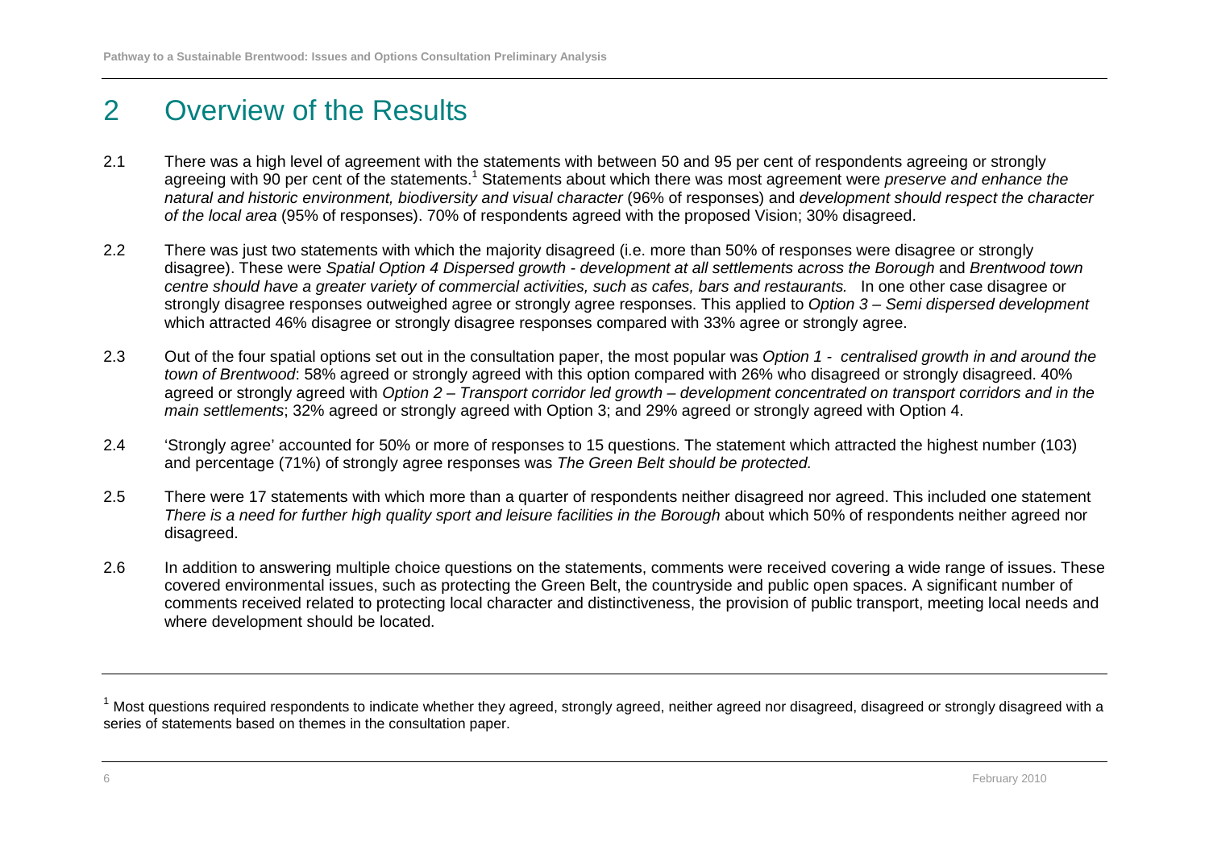# 2 Overview of the Results

2.1 There was a high level of agreement with the statements with between 50 and 95 per cent of respondents agreeing or strongly agreeing with 90 per cent of the statements.[1] Statements about which there was most agreement were *preserve and enhance the natural and historic environment, biodiversity and visual character* (96% of responses) and *development should respect the character of the local area* (95% of responses). 70% of respondents agreed with the proposed Vision; 30% disagreed.

2.2 There was just two statements with which the majority disagreed (i.e. more than 50% of responses were disagree or strongly disagree). These were *Spatial Option 4 Dispersed growth - development at all settlements across the Borough* and *Brentwood town centre should have a greater variety of commercial activities, such as cafes, bars and restaurants.* In one other case disagree or strongly disagree responses outweighed agree or strongly agree responses. This applied to *Option 3 – Semi dispersed development* which attracted 46% disagree or strongly disagree responses compared with 33% agree or strongly agree.

2.3 Out of the four spatial options set out in the consultation paper, the most popular was *Option 1 - centralised growth in and around the town of Brentwood*: 58% agreed or strongly agreed with this option compared with 26% who disagreed or strongly disagreed. 40% agreed or strongly agreed with *Option 2 – Transport corridor led growth – development concentrated on transport corridors and in the main settlements*; 32% agreed or strongly agreed with Option 3; and 29% agreed or strongly agreed with Option 4.

2.4 'Strongly agree' accounted for 50% or more of responses to 15 questions. The statement which attracted the highest number (103) and percentage (71%) of strongly agree responses was *The Green Belt should be protected.*

2.5 There were 17 statements with which more than a quarter of respondents neither disagreed nor agreed. This included one statement *There is a need for further high quality sport and leisure facilities in the Borough* about which 50% of respondents neither agreed nor disagreed.

2.6 In addition to answering multiple choice questions on the statements, comments were received covering a wide range of issues. These covered environmental issues, such as protecting the Green Belt, the countryside and public open spaces. A significant number of comments received related to protecting local character and distinctiveness, the provision of public transport, meeting local needs and where development should be located.

[1] Most questions required respondents to indicate whether they agreed, strongly agreed, neither agreed nor disagreed, disagreed or strongly disagreed with a series of statements based on themes in the consultation paper.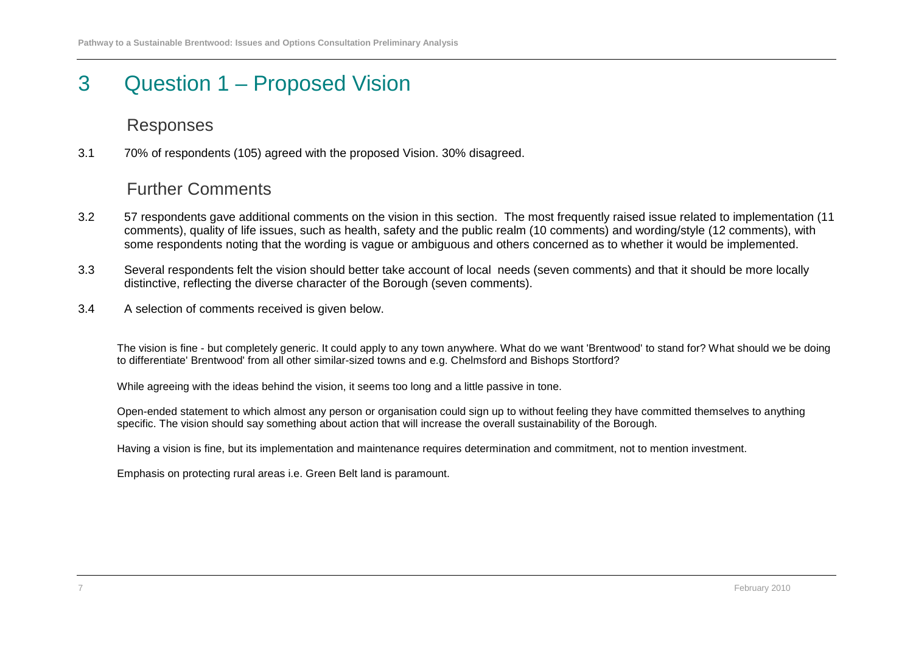# 3 Question 1 – Proposed Vision

## Responses

3.1 70% of respondents (105) agreed with the proposed Vision. 30% disagreed.

## Further Comments

3.2 57 respondents gave additional comments on the vision in this section. The most frequently raised issue related to implementation (11 comments), quality of life issues, such as health, safety and the public realm (10 comments) and wording/style (12 comments), with some respondents noting that the wording is vague or ambiguous and others concerned as to whether it would be implemented.

3.3 Several respondents felt the vision should better take account of local needs (seven comments) and that it should be more locally distinctive, reflecting the diverse character of the Borough (seven comments).

3.4 A selection of comments received is given below.

> The vision is fine - but completely generic. It could apply to any town anywhere. What do we want 'Brentwood' to stand for? What should we be doing to differentiate' Brentwood' from all other similar-sized towns and e.g. Chelmsford and Bishops Stortford?
>
> While agreeing with the ideas behind the vision, it seems too long and a little passive in tone.
>
> Open-ended statement to which almost any person or organisation could sign up to without feeling they have committed themselves to anything specific. The vision should say something about action that will increase the overall sustainability of the Borough.
>
> Having a vision is fine, but its implementation and maintenance requires determination and commitment, not to mention investment.
>
> Emphasis on protecting rural areas i.e. Green Belt land is paramount.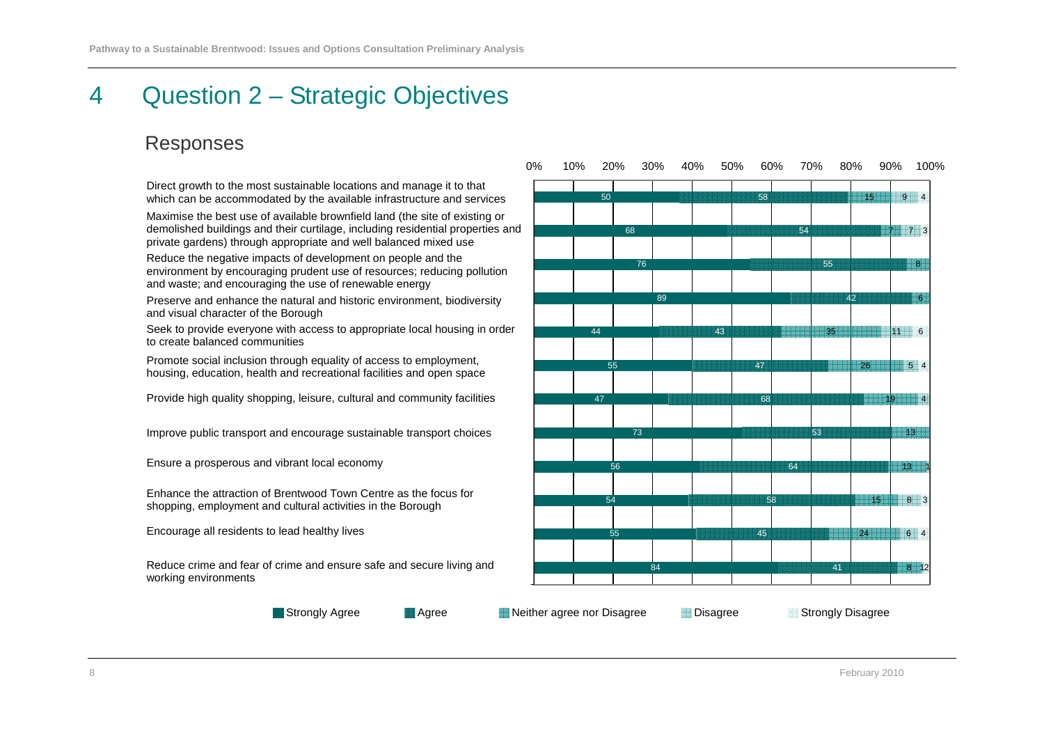# 4 Question 2 – Strategic Objectives

## Responses

| Strategic Objective | Strongly Agree | Agree | Neither agree nor Disagree | Disagree | Strongly Disagree |
|---|---|---|---|---|---|
| Direct growth to the most sustainable locations and manage it to that which can be accommodated by the available infrastructure and services | 50 | 58 | 15 | 9 | 4 |
| Maximise the best use of available brownfield land (the site of existing or demolished buildings and their curtilage, including residential properties and private gardens) through appropriate and well balanced mixed use | 68 | 54 | 7 | 7 | 3 |
| Reduce the negative impacts of development on people and the environment by encouraging prudent use of resources; reducing pollution and waste; and encouraging the use of renewable energy | 76 | 55 | 8 | | |
| Preserve and enhance the natural and historic environment, biodiversity and visual character of the Borough | 89 | 42 | 6 | | |
| Seek to provide everyone with access to appropriate local housing in order to create balanced communities | 44 | 43 | 35 | 11 | 6 |
| Promote social inclusion through equality of access to employment, housing, education, health and recreational facilities and open space | 55 | 47 | 26 | 5 | 4 |
| Provide high quality shopping, leisure, cultural and community facilities | 47 | 68 | 19 | 4 | |
| Improve public transport and encourage sustainable transport choices | 73 | 53 | 13 | | |
| Ensure a prosperous and vibrant local economy | 56 | 64 | 13 | 1 | |
| Enhance the attraction of Brentwood Town Centre as the focus for shopping, employment and cultural activities in the Borough | 54 | 58 | 15 | 8 | 3 |
| Encourage all residents to lead healthy lives | 55 | 45 | 24 | 6 | 4 |
| Reduce crime and fear of crime and ensure safe and secure living and working environments | 84 | 41 | 8 | 1 | 2 |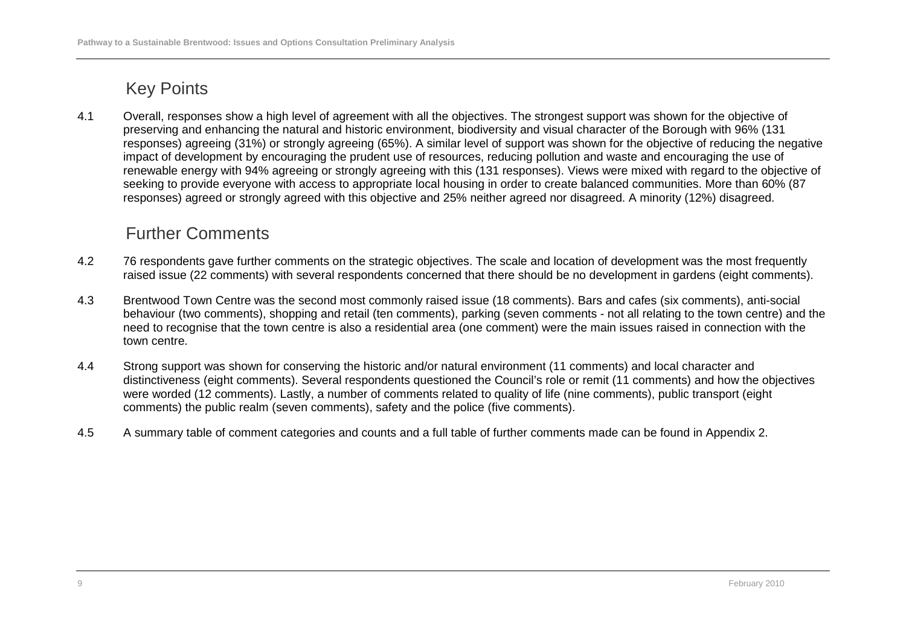## Key Points

4.1 Overall, responses show a high level of agreement with all the objectives. The strongest support was shown for the objective of preserving and enhancing the natural and historic environment, biodiversity and visual character of the Borough with 96% (131 responses) agreeing (31%) or strongly agreeing (65%). A similar level of support was shown for the objective of reducing the negative impact of development by encouraging the prudent use of resources, reducing pollution and waste and encouraging the use of renewable energy with 94% agreeing or strongly agreeing with this (131 responses). Views were mixed with regard to the objective of seeking to provide everyone with access to appropriate local housing in order to create balanced communities. More than 60% (87 responses) agreed or strongly agreed with this objective and 25% neither agreed nor disagreed. A minority (12%) disagreed.

## Further Comments

4.2 76 respondents gave further comments on the strategic objectives. The scale and location of development was the most frequently raised issue (22 comments) with several respondents concerned that there should be no development in gardens (eight comments).

4.3 Brentwood Town Centre was the second most commonly raised issue (18 comments). Bars and cafes (six comments), anti-social behaviour (two comments), shopping and retail (ten comments), parking (seven comments - not all relating to the town centre) and the need to recognise that the town centre is also a residential area (one comment) were the main issues raised in connection with the town centre.

4.4 Strong support was shown for conserving the historic and/or natural environment (11 comments) and local character and distinctiveness (eight comments). Several respondents questioned the Council's role or remit (11 comments) and how the objectives were worded (12 comments). Lastly, a number of comments related to quality of life (nine comments), public transport (eight comments) the public realm (seven comments), safety and the police (five comments).

4.5 A summary table of comment categories and counts and a full table of further comments made can be found in Appendix 2.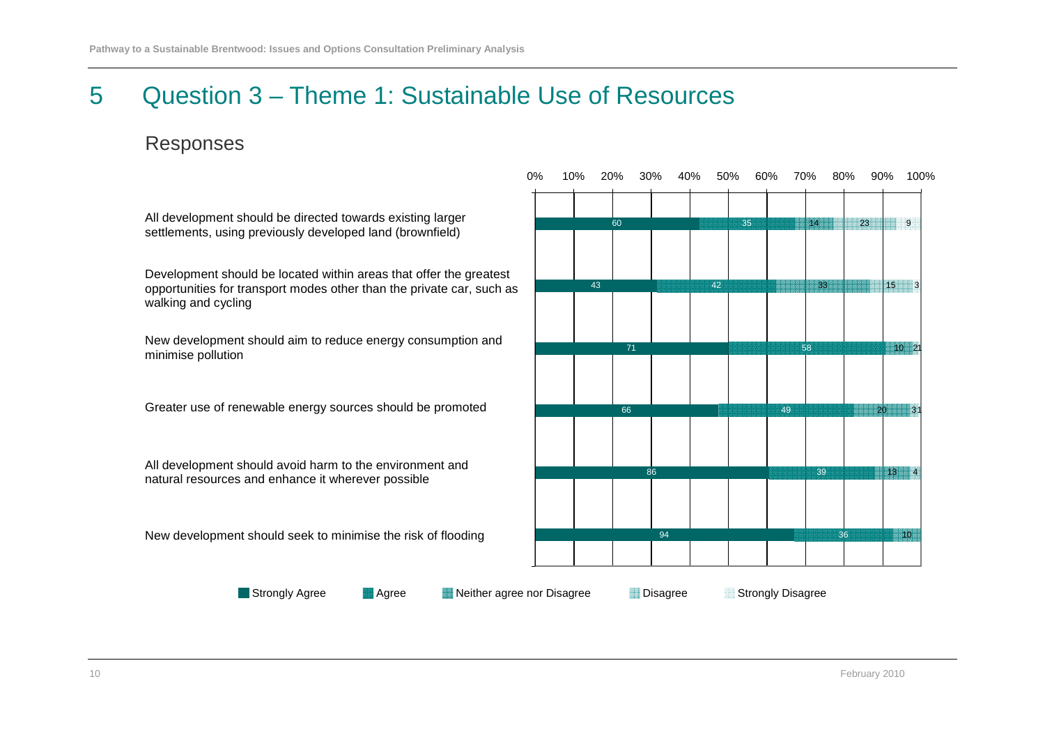# 5 Question 3 – Theme 1: Sustainable Use of Resources

## Responses

| Statement | Strongly Agree | Agree | Neither agree nor Disagree | Disagree | Strongly Disagree |
|---|---|---|---|---|---|
| All development should be directed towards existing larger settlements, using previously developed land (brownfield) | 60 | 35 | 14 | 23 | 9 |
| Development should be located within areas that offer the greatest opportunities for transport modes other than the private car, such as walking and cycling | 43 | 42 | 33 | 15 | 3 |
| New development should aim to reduce energy consumption and minimise pollution | 71 | 58 | 10 | 2 | 1 |
| Greater use of renewable energy sources should be promoted | 66 | 49 | 20 | 3 | 1 |
| All development should avoid harm to the environment and natural resources and enhance it wherever possible | 86 | 39 | 13 | 4 | |
| New development should seek to minimise the risk of flooding | 94 | 36 | 10 | | |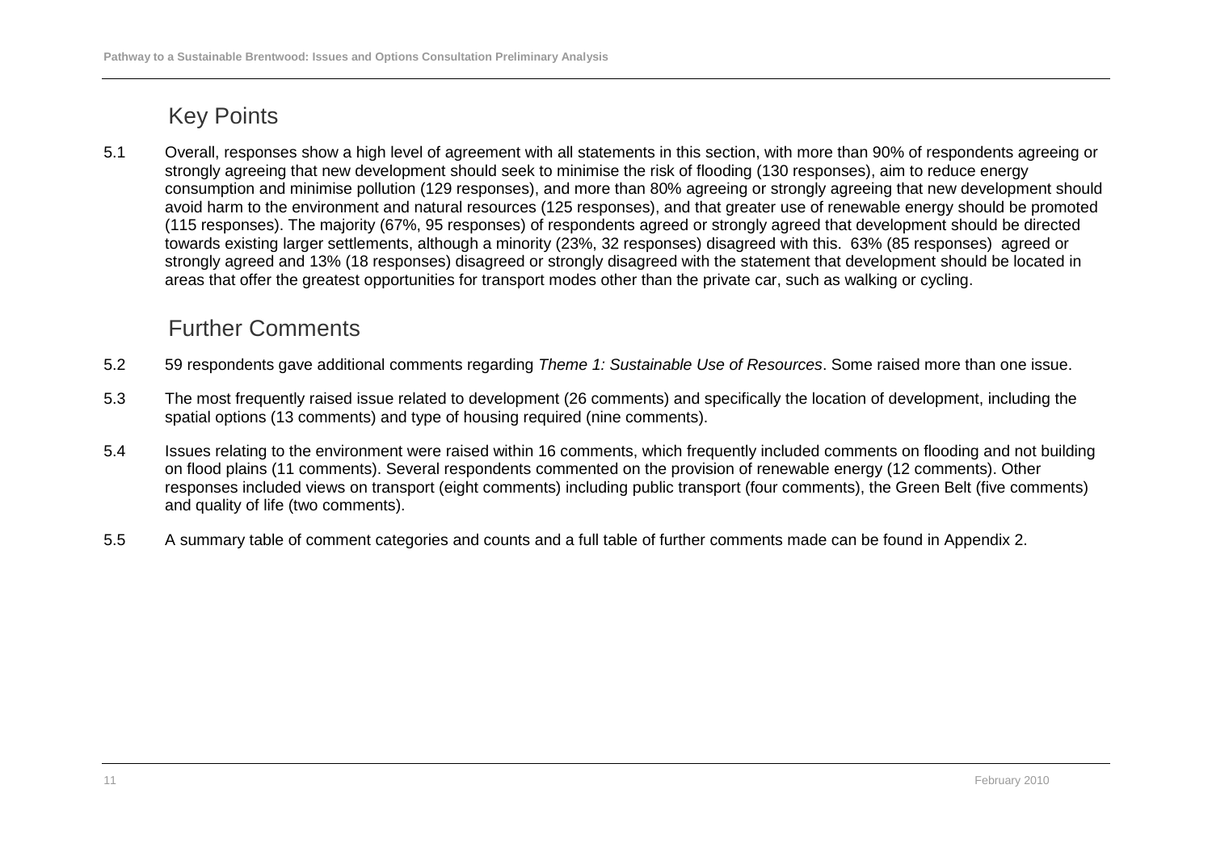## Key Points

5.1 Overall, responses show a high level of agreement with all statements in this section, with more than 90% of respondents agreeing or strongly agreeing that new development should seek to minimise the risk of flooding (130 responses), aim to reduce energy consumption and minimise pollution (129 responses), and more than 80% agreeing or strongly agreeing that new development should avoid harm to the environment and natural resources (125 responses), and that greater use of renewable energy should be promoted (115 responses). The majority (67%, 95 responses) of respondents agreed or strongly agreed that development should be directed towards existing larger settlements, although a minority (23%, 32 responses) disagreed with this. 63% (85 responses) agreed or strongly agreed and 13% (18 responses) disagreed or strongly disagreed with the statement that development should be located in areas that offer the greatest opportunities for transport modes other than the private car, such as walking or cycling.

## Further Comments

5.2 59 respondents gave additional comments regarding *Theme 1: Sustainable Use of Resources*. Some raised more than one issue.

5.3 The most frequently raised issue related to development (26 comments) and specifically the location of development, including the spatial options (13 comments) and type of housing required (nine comments).

5.4 Issues relating to the environment were raised within 16 comments, which frequently included comments on flooding and not building on flood plains (11 comments). Several respondents commented on the provision of renewable energy (12 comments). Other responses included views on transport (eight comments) including public transport (four comments), the Green Belt (five comments) and quality of life (two comments).

5.5 A summary table of comment categories and counts and a full table of further comments made can be found in Appendix 2.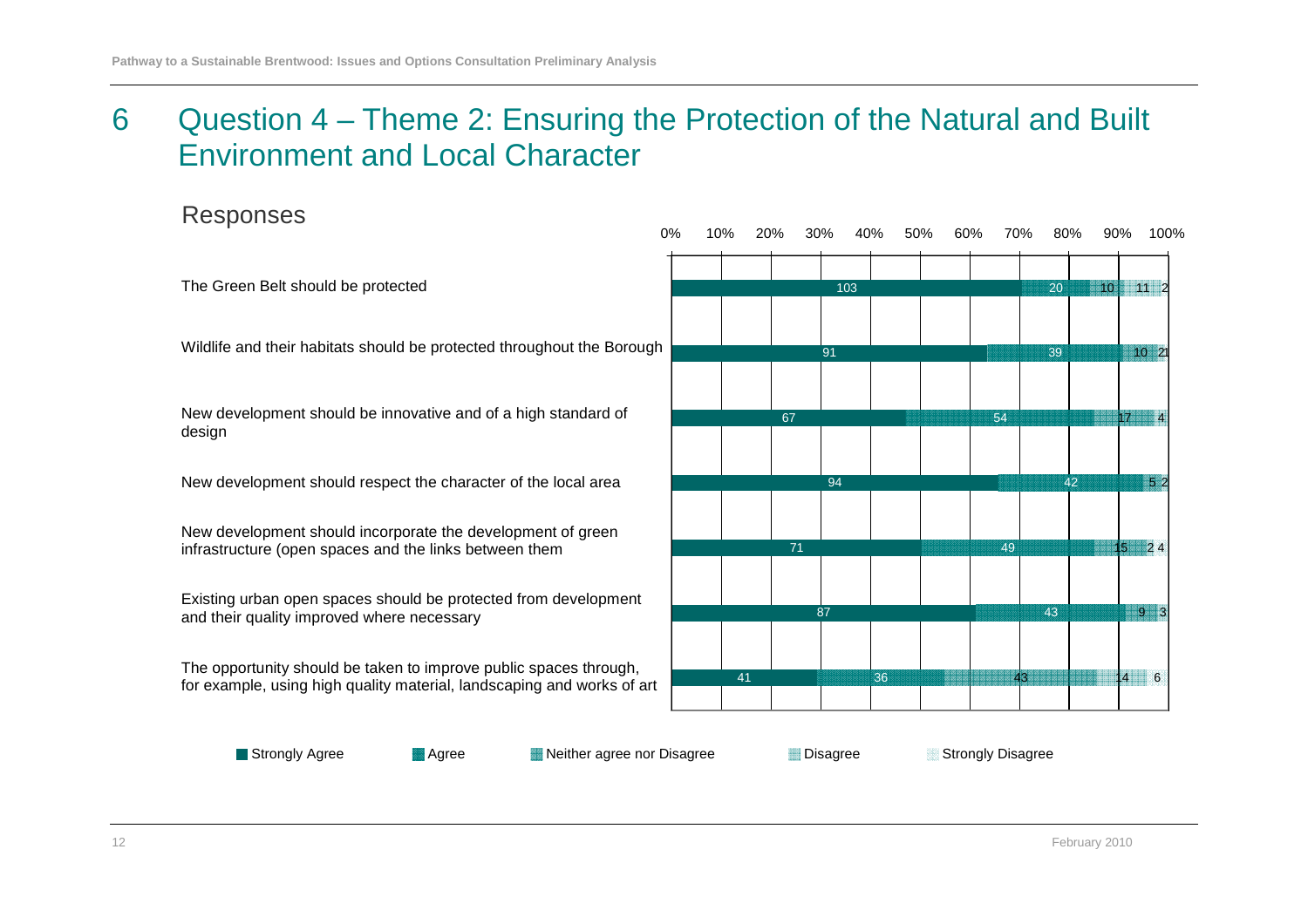# 6 Question 4 – Theme 2: Ensuring the Protection of the Natural and Built Environment and Local Character

## Responses

| Statement | Strongly Agree | Agree | Neither agree nor Disagree | Disagree | Strongly Disagree |
|---|---|---|---|---|---|
| The Green Belt should be protected | 103 | 20 | 10 | 11 | 2 |
| Wildlife and their habitats should be protected throughout the Borough | 91 | 39 | 10 | 2 | 1 |
| New development should be innovative and of a high standard of design | 67 | 54 | 17 | 4 | |
| New development should respect the character of the local area | 94 | 42 | 5 | 2 | |
| New development should incorporate the development of green infrastructure (open spaces and the links between them | 71 | 49 | 15 | 2 | 4 |
| Existing urban open spaces should be protected from development and their quality improved where necessary | 87 | 43 | 9 | 3 | |
| The opportunity should be taken to improve public spaces through, for example, using high quality material, landscaping and works of art | 41 | 36 | 43 | 14 | 6 |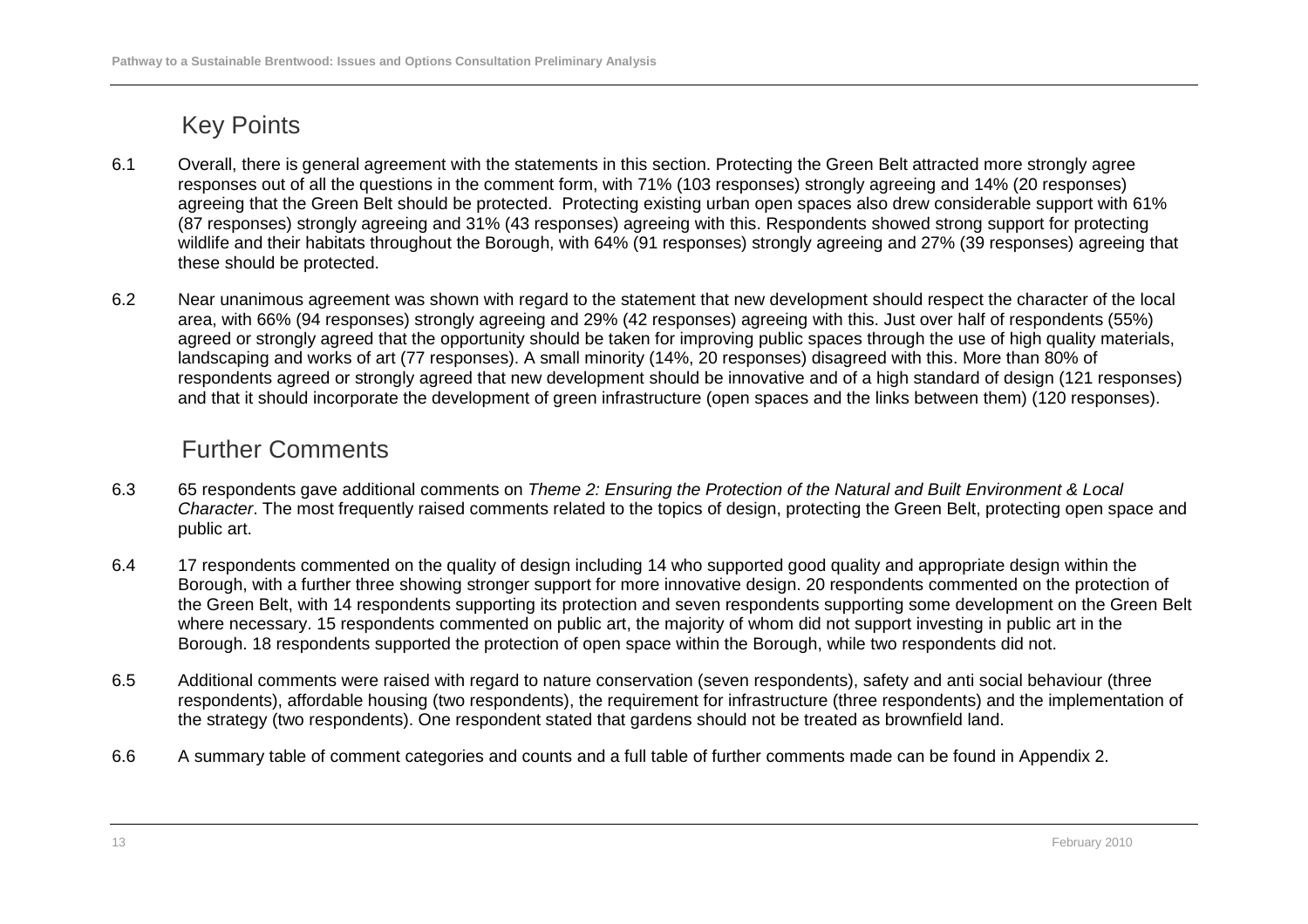## Key Points

6.1 Overall, there is general agreement with the statements in this section. Protecting the Green Belt attracted more strongly agree responses out of all the questions in the comment form, with 71% (103 responses) strongly agreeing and 14% (20 responses) agreeing that the Green Belt should be protected. Protecting existing urban open spaces also drew considerable support with 61% (87 responses) strongly agreeing and 31% (43 responses) agreeing with this. Respondents showed strong support for protecting wildlife and their habitats throughout the Borough, with 64% (91 responses) strongly agreeing and 27% (39 responses) agreeing that these should be protected.

6.2 Near unanimous agreement was shown with regard to the statement that new development should respect the character of the local area, with 66% (94 responses) strongly agreeing and 29% (42 responses) agreeing with this. Just over half of respondents (55%) agreed or strongly agreed that the opportunity should be taken for improving public spaces through the use of high quality materials, landscaping and works of art (77 responses). A small minority (14%, 20 responses) disagreed with this. More than 80% of respondents agreed or strongly agreed that new development should be innovative and of a high standard of design (121 responses) and that it should incorporate the development of green infrastructure (open spaces and the links between them) (120 responses).

## Further Comments

6.3 65 respondents gave additional comments on *Theme 2: Ensuring the Protection of the Natural and Built Environment & Local Character*. The most frequently raised comments related to the topics of design, protecting the Green Belt, protecting open space and public art.

6.4 17 respondents commented on the quality of design including 14 who supported good quality and appropriate design within the Borough, with a further three showing stronger support for more innovative design. 20 respondents commented on the protection of the Green Belt, with 14 respondents supporting its protection and seven respondents supporting some development on the Green Belt where necessary. 15 respondents commented on public art, the majority of whom did not support investing in public art in the Borough. 18 respondents supported the protection of open space within the Borough, while two respondents did not.

6.5 Additional comments were raised with regard to nature conservation (seven respondents), safety and anti social behaviour (three respondents), affordable housing (two respondents), the requirement for infrastructure (three respondents) and the implementation of the strategy (two respondents). One respondent stated that gardens should not be treated as brownfield land.

6.6 A summary table of comment categories and counts and a full table of further comments made can be found in Appendix 2.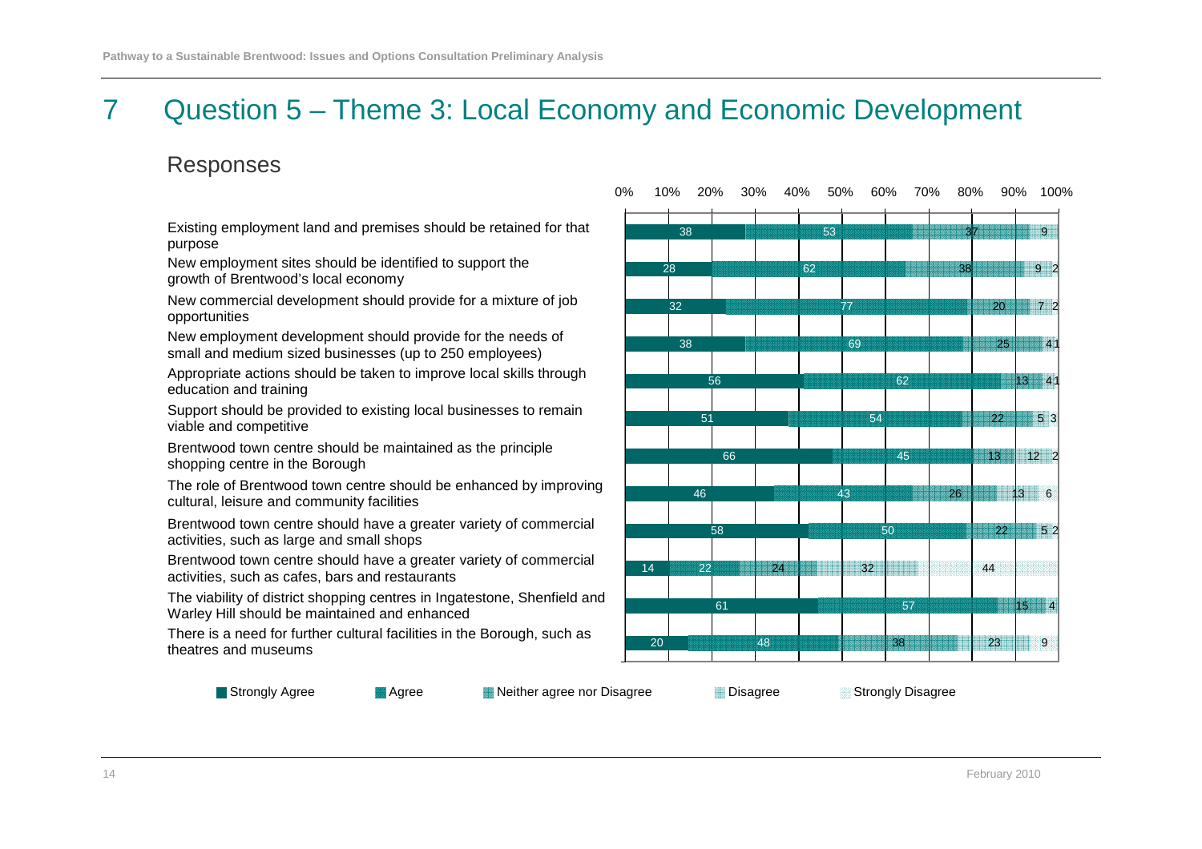# 7 Question 5 – Theme 3: Local Economy and Economic Development

## Responses

| Statement | Strongly Agree | Agree | Neither agree nor Disagree | Disagree | Strongly Disagree |
|---|---|---|---|---|---|
| Existing employment land and premises should be retained for that purpose | 38 | 53 | 37 | 9 | |
| New employment sites should be identified to support the growth of Brentwood's local economy | 28 | 62 | 38 | 9 | 2 |
| New commercial development should provide for a mixture of job opportunities | 32 | 77 | 20 | 7 | 2 |
| New employment development should provide for the needs of small and medium sized businesses (up to 250 employees) | 38 | 69 | 25 | 4 | 1 |
| Appropriate actions should be taken to improve local skills through education and training | 56 | 62 | 13 | 4 | 1 |
| Support should be provided to existing local businesses to remain viable and competitive | 51 | 54 | 22 | 5 | 3 |
| Brentwood town centre should be maintained as the principle shopping centre in the Borough | 66 | 45 | 13 | 12 | 2 |
| The role of Brentwood town centre should be enhanced by improving cultural, leisure and community facilities | 46 | 43 | 26 | 13 | 6 |
| Brentwood town centre should have a greater variety of commercial activities, such as large and small shops | 58 | 50 | 22 | 5 | 2 |
| Brentwood town centre should have a greater variety of commercial activities, such as cafes, bars and restaurants | 14 | 22 | 24 | 32 | 44 |
| The viability of district shopping centres in Ingatestone, Shenfield and Warley Hill should be maintained and enhanced | 61 | 57 | 15 | 4 | |
| There is a need for further cultural facilities in the Borough, such as theatres and museums | 20 | 48 | 38 | 23 | 9 |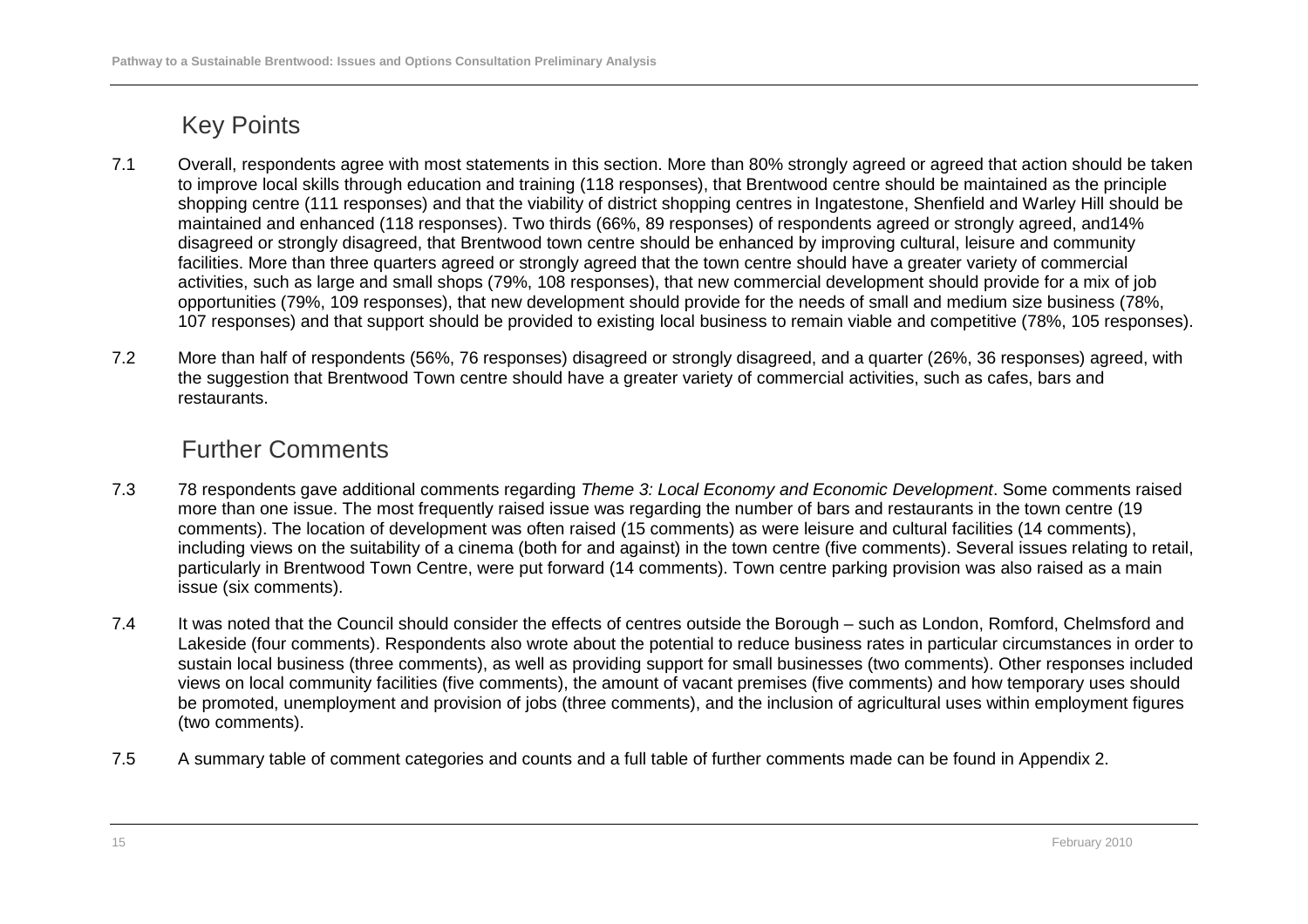## Key Points

7.1 Overall, respondents agree with most statements in this section. More than 80% strongly agreed or agreed that action should be taken to improve local skills through education and training (118 responses), that Brentwood centre should be maintained as the principle shopping centre (111 responses) and that the viability of district shopping centres in Ingatestone, Shenfield and Warley Hill should be maintained and enhanced (118 responses). Two thirds (66%, 89 responses) of respondents agreed or strongly agreed, and14% disagreed or strongly disagreed, that Brentwood town centre should be enhanced by improving cultural, leisure and community facilities. More than three quarters agreed or strongly agreed that the town centre should have a greater variety of commercial activities, such as large and small shops (79%, 108 responses), that new commercial development should provide for a mix of job opportunities (79%, 109 responses), that new development should provide for the needs of small and medium size business (78%, 107 responses) and that support should be provided to existing local business to remain viable and competitive (78%, 105 responses).

7.2 More than half of respondents (56%, 76 responses) disagreed or strongly disagreed, and a quarter (26%, 36 responses) agreed, with the suggestion that Brentwood Town centre should have a greater variety of commercial activities, such as cafes, bars and restaurants.

## Further Comments

7.3 78 respondents gave additional comments regarding *Theme 3: Local Economy and Economic Development*. Some comments raised more than one issue. The most frequently raised issue was regarding the number of bars and restaurants in the town centre (19 comments). The location of development was often raised (15 comments) as were leisure and cultural facilities (14 comments), including views on the suitability of a cinema (both for and against) in the town centre (five comments). Several issues relating to retail, particularly in Brentwood Town Centre, were put forward (14 comments). Town centre parking provision was also raised as a main issue (six comments).

7.4 It was noted that the Council should consider the effects of centres outside the Borough – such as London, Romford, Chelmsford and Lakeside (four comments). Respondents also wrote about the potential to reduce business rates in particular circumstances in order to sustain local business (three comments), as well as providing support for small businesses (two comments). Other responses included views on local community facilities (five comments), the amount of vacant premises (five comments) and how temporary uses should be promoted, unemployment and provision of jobs (three comments), and the inclusion of agricultural uses within employment figures (two comments).

7.5 A summary table of comment categories and counts and a full table of further comments made can be found in Appendix 2.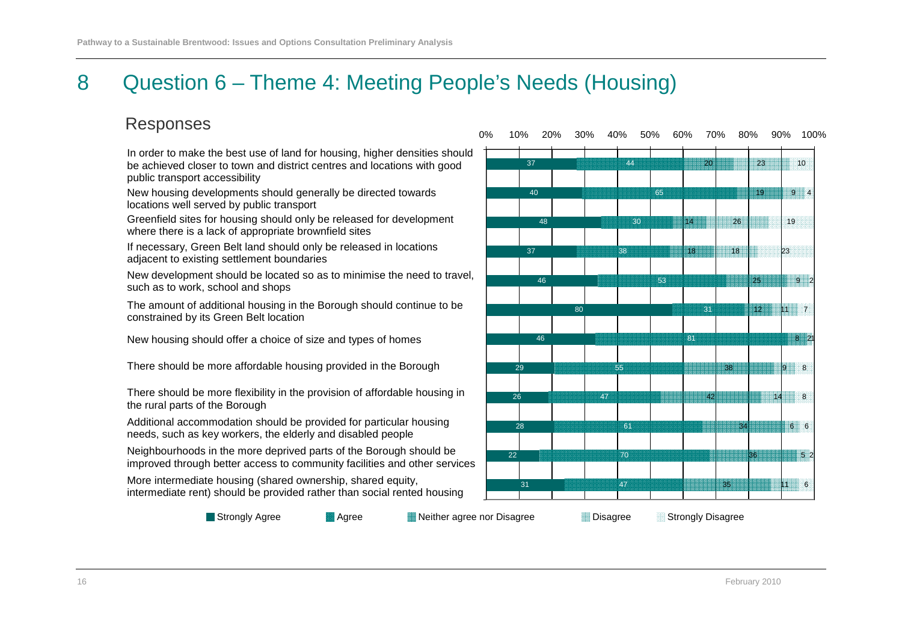# 8 Question 6 – Theme 4: Meeting People's Needs (Housing)

## Responses

| Statement | Strongly Agree | Agree | Neither agree nor Disagree | Disagree | Strongly Disagree |
|---|---|---|---|---|---|
| In order to make the best use of land for housing, higher densities should be achieved closer to town and district centres and locations with good public transport accessibility | 37 | 44 | 20 | 23 | 10 |
| New housing developments should generally be directed towards locations well served by public transport | 40 | 65 | 19 | 9 | 4 |
| Greenfield sites for housing should only be released for development where there is a lack of appropriate brownfield sites | 48 | 30 | 14 | 26 | 19 |
| If necessary, Green Belt land should only be released in locations adjacent to existing settlement boundaries | 37 | 38 | 18 | 18 | 23 |
| New development should be located so as to minimise the need to travel, such as to work, school and shops | 46 | 53 | 25 | 9 | 2 |
| The amount of additional housing in the Borough should continue to be constrained by its Green Belt location | 80 | 31 | 12 | 11 | 7 |
| New housing should offer a choice of size and types of homes | 46 | 81 | 8 | 2 | 1 |
| There should be more affordable housing provided in the Borough | 29 | 55 | 38 | 9 | 8 |
| There should be more flexibility in the provision of affordable housing in the rural parts of the Borough | 26 | 47 | 42 | 14 | 8 |
| Additional accommodation should be provided for particular housing needs, such as key workers, the elderly and disabled people | 28 | 61 | 34 | 6 | 6 |
| Neighbourhoods in the more deprived parts of the Borough should be improved through better access to community facilities and other services | 22 | 70 | 36 | 5 | 2 |
| More intermediate housing (shared ownership, shared equity, intermediate rent) should be provided rather than social rented housing | 31 | 47 | 35 | 11 | 6 |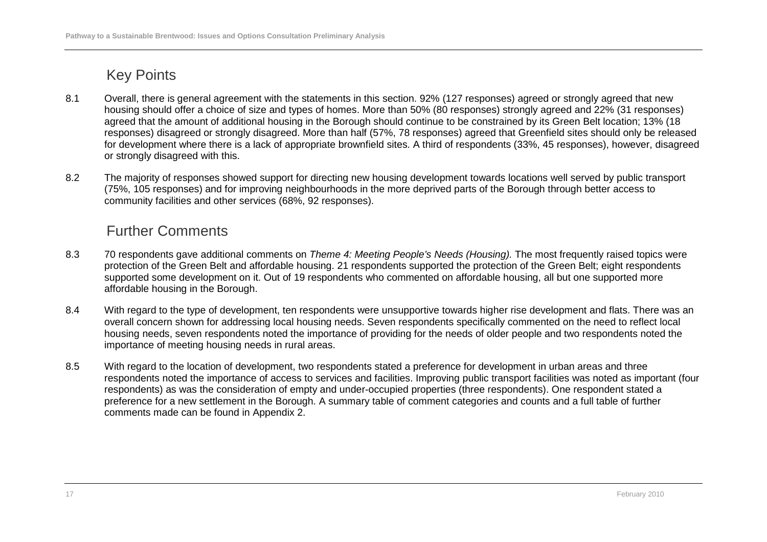## Key Points

8.1 Overall, there is general agreement with the statements in this section. 92% (127 responses) agreed or strongly agreed that new housing should offer a choice of size and types of homes. More than 50% (80 responses) strongly agreed and 22% (31 responses) agreed that the amount of additional housing in the Borough should continue to be constrained by its Green Belt location; 13% (18 responses) disagreed or strongly disagreed. More than half (57%, 78 responses) agreed that Greenfield sites should only be released for development where there is a lack of appropriate brownfield sites. A third of respondents (33%, 45 responses), however, disagreed or strongly disagreed with this.

8.2 The majority of responses showed support for directing new housing development towards locations well served by public transport (75%, 105 responses) and for improving neighbourhoods in the more deprived parts of the Borough through better access to community facilities and other services (68%, 92 responses).

## Further Comments

8.3 70 respondents gave additional comments on *Theme 4: Meeting People's Needs (Housing).* The most frequently raised topics were protection of the Green Belt and affordable housing. 21 respondents supported the protection of the Green Belt; eight respondents supported some development on it. Out of 19 respondents who commented on affordable housing, all but one supported more affordable housing in the Borough.

8.4 With regard to the type of development, ten respondents were unsupportive towards higher rise development and flats. There was an overall concern shown for addressing local housing needs. Seven respondents specifically commented on the need to reflect local housing needs, seven respondents noted the importance of providing for the needs of older people and two respondents noted the importance of meeting housing needs in rural areas.

8.5 With regard to the location of development, two respondents stated a preference for development in urban areas and three respondents noted the importance of access to services and facilities. Improving public transport facilities was noted as important (four respondents) as was the consideration of empty and under-occupied properties (three respondents). One respondent stated a preference for a new settlement in the Borough. A summary table of comment categories and counts and a full table of further comments made can be found in Appendix 2.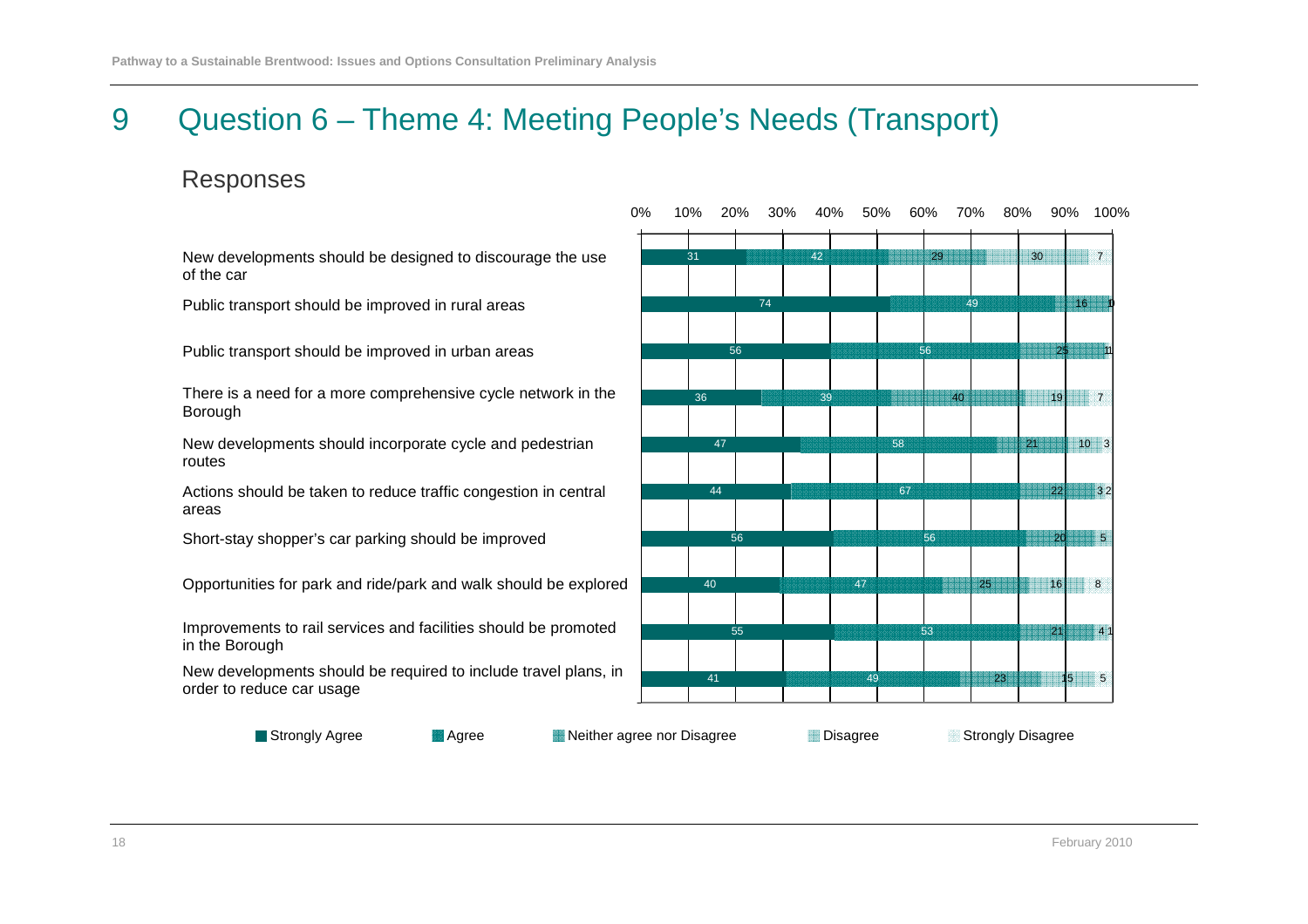# 9 Question 6 – Theme 4: Meeting People's Needs (Transport)

## Responses

| Statement | Strongly Agree | Agree | Neither agree nor Disagree | Disagree | Strongly Disagree |
|---|---|---|---|---|---|
| New developments should be designed to discourage the use of the car | 31 | 42 | 29 | 30 | 7 |
| Public transport should be improved in rural areas | 74 | 49 | 16 | 1 | 0 |
| Public transport should be improved in urban areas | 56 | 56 | 25 | 1 | 1 |
| There is a need for a more comprehensive cycle network in the Borough | 36 | 39 | 40 | 19 | 7 |
| New developments should incorporate cycle and pedestrian routes | 47 | 58 | 21 | 10 | 3 |
| Actions should be taken to reduce traffic congestion in central areas | 44 | 67 | 22 | 3 | 2 |
| Short-stay shopper's car parking should be improved | 56 | 56 | 20 | 5 | |
| Opportunities for park and ride/park and walk should be explored | 40 | 47 | 25 | 16 | 8 |
| Improvements to rail services and facilities should be promoted in the Borough | 55 | 53 | 21 | 4 | 1 |
| New developments should be required to include travel plans, in order to reduce car usage | 41 | 49 | 23 | 15 | 5 |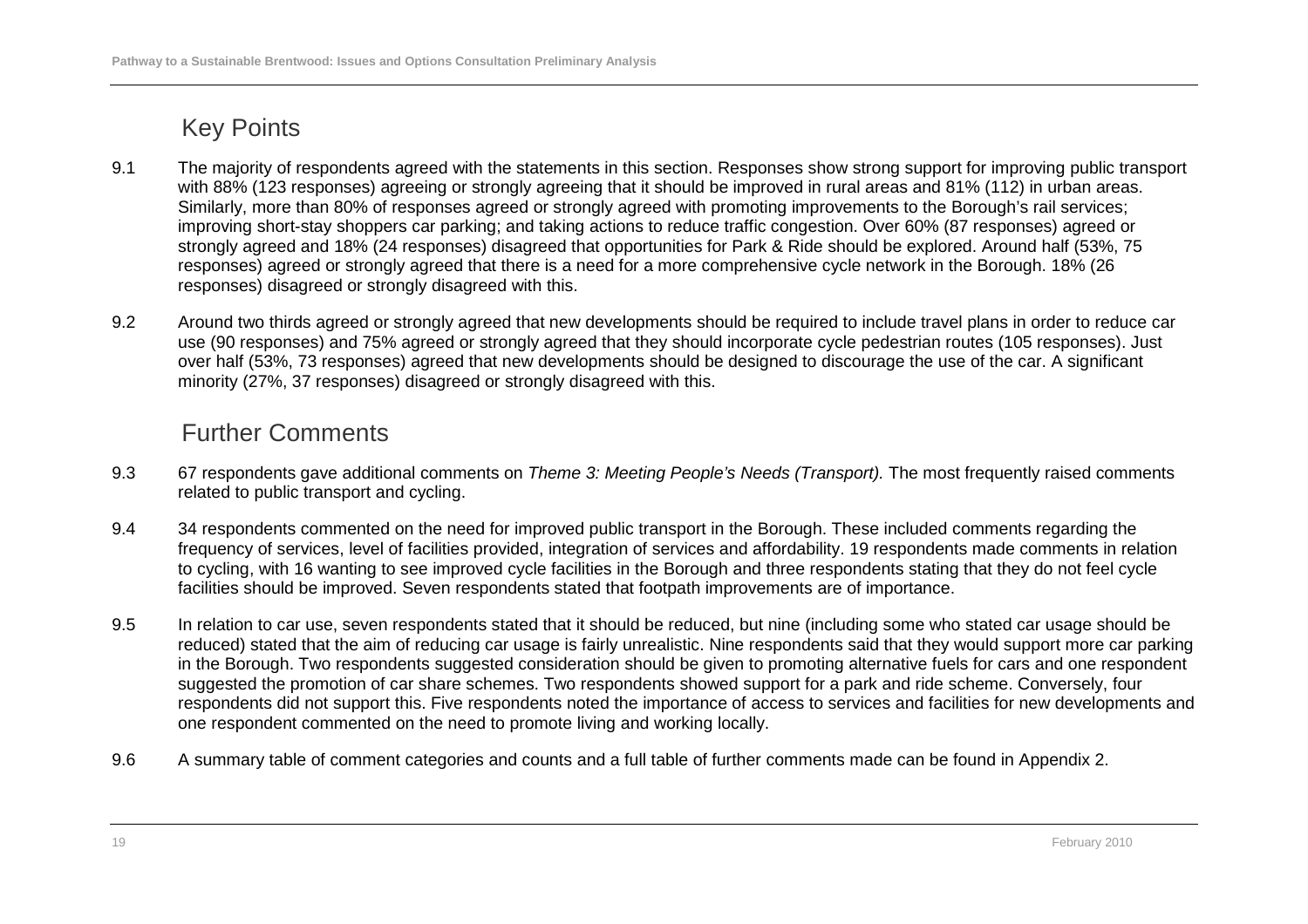## Key Points

9.1 The majority of respondents agreed with the statements in this section. Responses show strong support for improving public transport with 88% (123 responses) agreeing or strongly agreeing that it should be improved in rural areas and 81% (112) in urban areas. Similarly, more than 80% of responses agreed or strongly agreed with promoting improvements to the Borough's rail services; improving short-stay shoppers car parking; and taking actions to reduce traffic congestion. Over 60% (87 responses) agreed or strongly agreed and 18% (24 responses) disagreed that opportunities for Park & Ride should be explored. Around half (53%, 75 responses) agreed or strongly agreed that there is a need for a more comprehensive cycle network in the Borough. 18% (26 responses) disagreed or strongly disagreed with this.

9.2 Around two thirds agreed or strongly agreed that new developments should be required to include travel plans in order to reduce car use (90 responses) and 75% agreed or strongly agreed that they should incorporate cycle pedestrian routes (105 responses). Just over half (53%, 73 responses) agreed that new developments should be designed to discourage the use of the car. A significant minority (27%, 37 responses) disagreed or strongly disagreed with this.

## Further Comments

9.3 67 respondents gave additional comments on *Theme 3: Meeting People's Needs (Transport).* The most frequently raised comments related to public transport and cycling.

9.4 34 respondents commented on the need for improved public transport in the Borough. These included comments regarding the frequency of services, level of facilities provided, integration of services and affordability. 19 respondents made comments in relation to cycling, with 16 wanting to see improved cycle facilities in the Borough and three respondents stating that they do not feel cycle facilities should be improved. Seven respondents stated that footpath improvements are of importance.

9.5 In relation to car use, seven respondents stated that it should be reduced, but nine (including some who stated car usage should be reduced) stated that the aim of reducing car usage is fairly unrealistic. Nine respondents said that they would support more car parking in the Borough. Two respondents suggested consideration should be given to promoting alternative fuels for cars and one respondent suggested the promotion of car share schemes. Two respondents showed support for a park and ride scheme. Conversely, four respondents did not support this. Five respondents noted the importance of access to services and facilities for new developments and one respondent commented on the need to promote living and working locally.

9.6 A summary table of comment categories and counts and a full table of further comments made can be found in Appendix 2.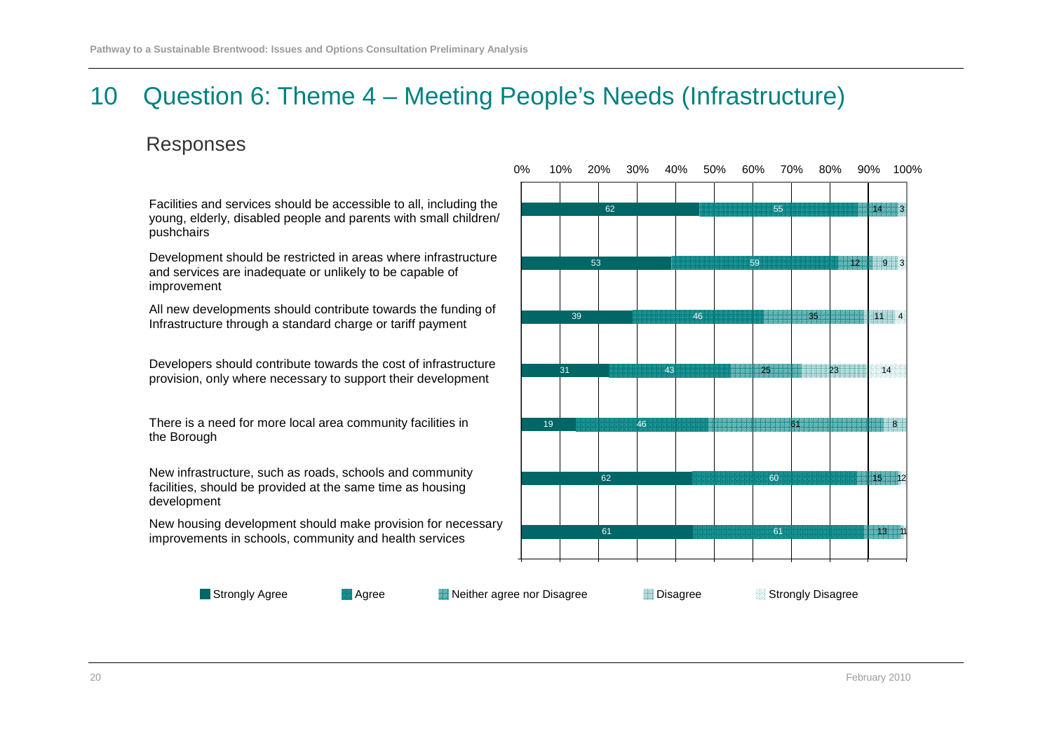# 10 Question 6: Theme 4 – Meeting People's Needs (Infrastructure)

## Responses

| Statement | Strongly Agree | Agree | Neither agree nor Disagree | Disagree | Strongly Disagree |
|---|---|---|---|---|---|
| Facilities and services should be accessible to all, including the young, elderly, disabled people and parents with small children/ pushchairs | 62 | 55 | 14 | 3 | |
| Development should be restricted in areas where infrastructure and services are inadequate or unlikely to be capable of improvement | 53 | 59 | 12 | 9 | 3 |
| All new developments should contribute towards the funding of Infrastructure through a standard charge or tariff payment | 39 | 46 | 35 | 11 | 4 |
| Developers should contribute towards the cost of infrastructure provision, only where necessary to support their development | 31 | 43 | 25 | 23 | 14 |
| There is a need for more local area community facilities in the Borough | 19 | 46 | 61 | 8 | |
| New infrastructure, such as roads, schools and community facilities, should be provided at the same time as housing development | 62 | 60 | 15 | 1 | 2 |
| New housing development should make provision for necessary improvements in schools, community and health services | 61 | 61 | 13 | 1 | 1 |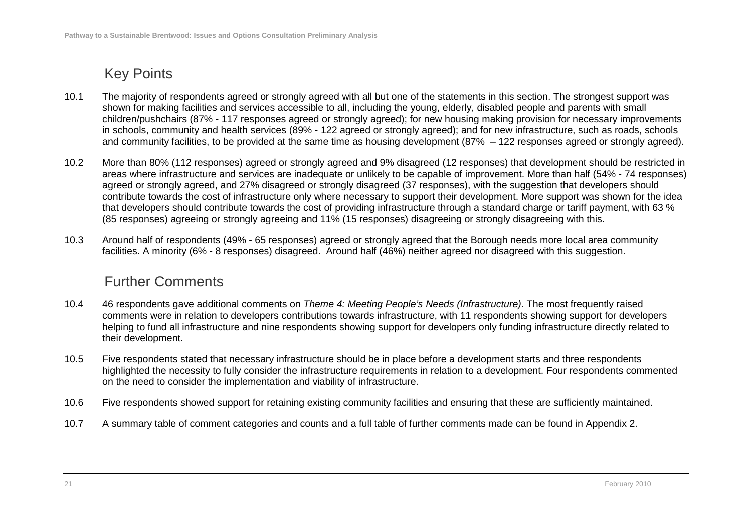## Key Points

10.1 The majority of respondents agreed or strongly agreed with all but one of the statements in this section. The strongest support was shown for making facilities and services accessible to all, including the young, elderly, disabled people and parents with small children/pushchairs (87% - 117 responses agreed or strongly agreed); for new housing making provision for necessary improvements in schools, community and health services (89% - 122 agreed or strongly agreed); and for new infrastructure, such as roads, schools and community facilities, to be provided at the same time as housing development (87% – 122 responses agreed or strongly agreed).

10.2 More than 80% (112 responses) agreed or strongly agreed and 9% disagreed (12 responses) that development should be restricted in areas where infrastructure and services are inadequate or unlikely to be capable of improvement. More than half (54% - 74 responses) agreed or strongly agreed, and 27% disagreed or strongly disagreed (37 responses), with the suggestion that developers should contribute towards the cost of infrastructure only where necessary to support their development. More support was shown for the idea that developers should contribute towards the cost of providing infrastructure through a standard charge or tariff payment, with 63 % (85 responses) agreeing or strongly agreeing and 11% (15 responses) disagreeing or strongly disagreeing with this.

10.3 Around half of respondents (49% - 65 responses) agreed or strongly agreed that the Borough needs more local area community facilities. A minority (6% - 8 responses) disagreed. Around half (46%) neither agreed nor disagreed with this suggestion.

## Further Comments

10.4 46 respondents gave additional comments on *Theme 4: Meeting People's Needs (Infrastructure).* The most frequently raised comments were in relation to developers contributions towards infrastructure, with 11 respondents showing support for developers helping to fund all infrastructure and nine respondents showing support for developers only funding infrastructure directly related to their development.

10.5 Five respondents stated that necessary infrastructure should be in place before a development starts and three respondents highlighted the necessity to fully consider the infrastructure requirements in relation to a development. Four respondents commented on the need to consider the implementation and viability of infrastructure.

10.6 Five respondents showed support for retaining existing community facilities and ensuring that these are sufficiently maintained.

10.7 A summary table of comment categories and counts and a full table of further comments made can be found in Appendix 2.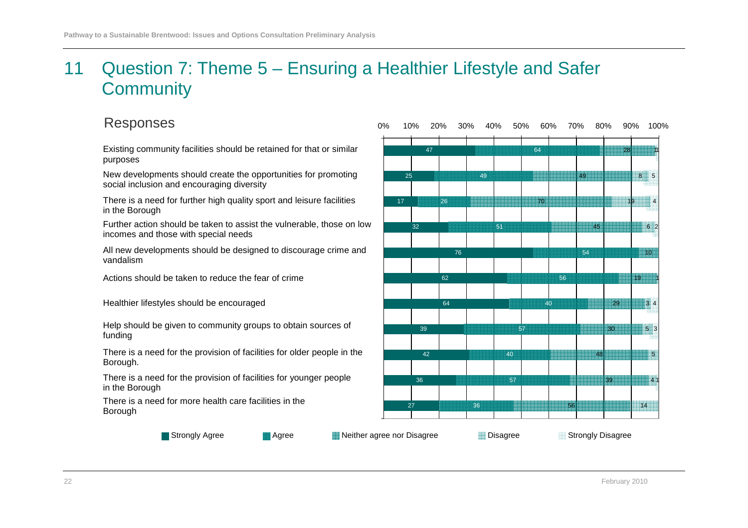# 11 Question 7: Theme 5 – Ensuring a Healthier Lifestyle and Safer Community

## Responses

| Statement | Strongly Agree | Agree | Neither agree nor Disagree | Disagree | Strongly Disagree |
|---|---|---|---|---|---|
| Existing community facilities should be retained for that or similar purposes | 47 | 64 | 28 | 1 | |
| New developments should create the opportunities for promoting social inclusion and encouraging diversity | 25 | 49 | 49 | 8 | 5 |
| There is a need for further high quality sport and leisure facilities in the Borough | 17 | 26 | 70 | 19 | 4 |
| Further action should be taken to assist the vulnerable, those on low incomes and those with special needs | 32 | 51 | 45 | 6 | 2 |
| All new developments should be designed to discourage crime and vandalism | 76 | 54 | 10 | | |
| Actions should be taken to reduce the fear of crime | 62 | 56 | 19 | 1 | |
| Healthier lifestyles should be encouraged | 64 | 40 | 29 | 3 | 4 |
| Help should be given to community groups to obtain sources of funding | 39 | 57 | 30 | 5 | 3 |
| There is a need for the provision of facilities for older people in the Borough. | 42 | 40 | 48 | 5 | |
| There is a need for the provision of facilities for younger people in the Borough | 36 | 57 | 39 | 4 | 1 |
| There is a need for more health care facilities in the Borough | 27 | 36 | 56 | 14 | |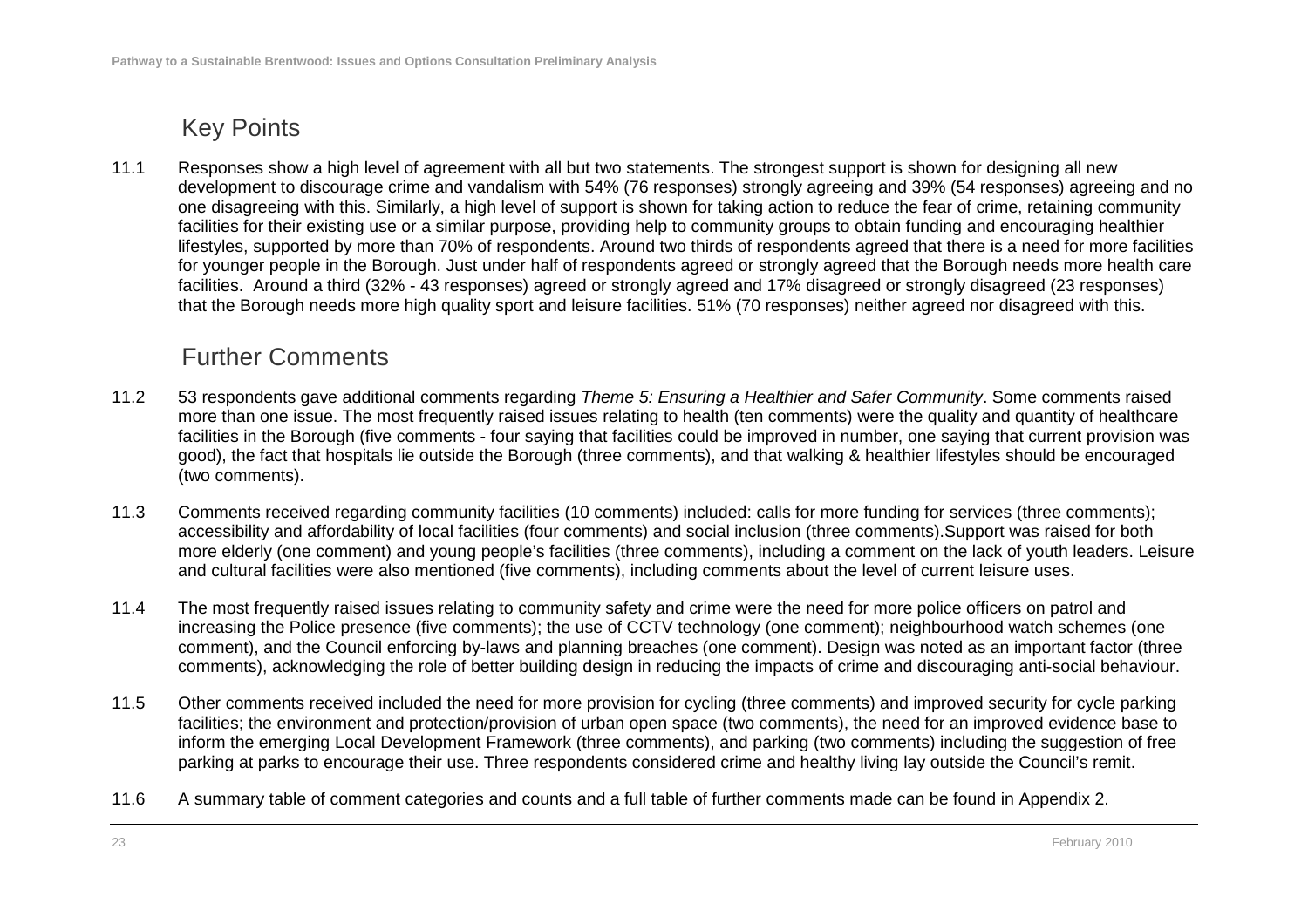## Key Points

11.1 Responses show a high level of agreement with all but two statements. The strongest support is shown for designing all new development to discourage crime and vandalism with 54% (76 responses) strongly agreeing and 39% (54 responses) agreeing and no one disagreeing with this. Similarly, a high level of support is shown for taking action to reduce the fear of crime, retaining community facilities for their existing use or a similar purpose, providing help to community groups to obtain funding and encouraging healthier lifestyles, supported by more than 70% of respondents. Around two thirds of respondents agreed that there is a need for more facilities for younger people in the Borough. Just under half of respondents agreed or strongly agreed that the Borough needs more health care facilities. Around a third (32% - 43 responses) agreed or strongly agreed and 17% disagreed or strongly disagreed (23 responses) that the Borough needs more high quality sport and leisure facilities. 51% (70 responses) neither agreed nor disagreed with this.

## Further Comments

11.2 53 respondents gave additional comments regarding *Theme 5: Ensuring a Healthier and Safer Community*. Some comments raised more than one issue. The most frequently raised issues relating to health (ten comments) were the quality and quantity of healthcare facilities in the Borough (five comments - four saying that facilities could be improved in number, one saying that current provision was good), the fact that hospitals lie outside the Borough (three comments), and that walking & healthier lifestyles should be encouraged (two comments).

11.3 Comments received regarding community facilities (10 comments) included: calls for more funding for services (three comments); accessibility and affordability of local facilities (four comments) and social inclusion (three comments).Support was raised for both more elderly (one comment) and young people's facilities (three comments), including a comment on the lack of youth leaders. Leisure and cultural facilities were also mentioned (five comments), including comments about the level of current leisure uses.

11.4 The most frequently raised issues relating to community safety and crime were the need for more police officers on patrol and increasing the Police presence (five comments); the use of CCTV technology (one comment); neighbourhood watch schemes (one comment), and the Council enforcing by-laws and planning breaches (one comment). Design was noted as an important factor (three comments), acknowledging the role of better building design in reducing the impacts of crime and discouraging anti-social behaviour.

11.5 Other comments received included the need for more provision for cycling (three comments) and improved security for cycle parking facilities; the environment and protection/provision of urban open space (two comments), the need for an improved evidence base to inform the emerging Local Development Framework (three comments), and parking (two comments) including the suggestion of free parking at parks to encourage their use. Three respondents considered crime and healthy living lay outside the Council's remit.

11.6 A summary table of comment categories and counts and a full table of further comments made can be found in Appendix 2.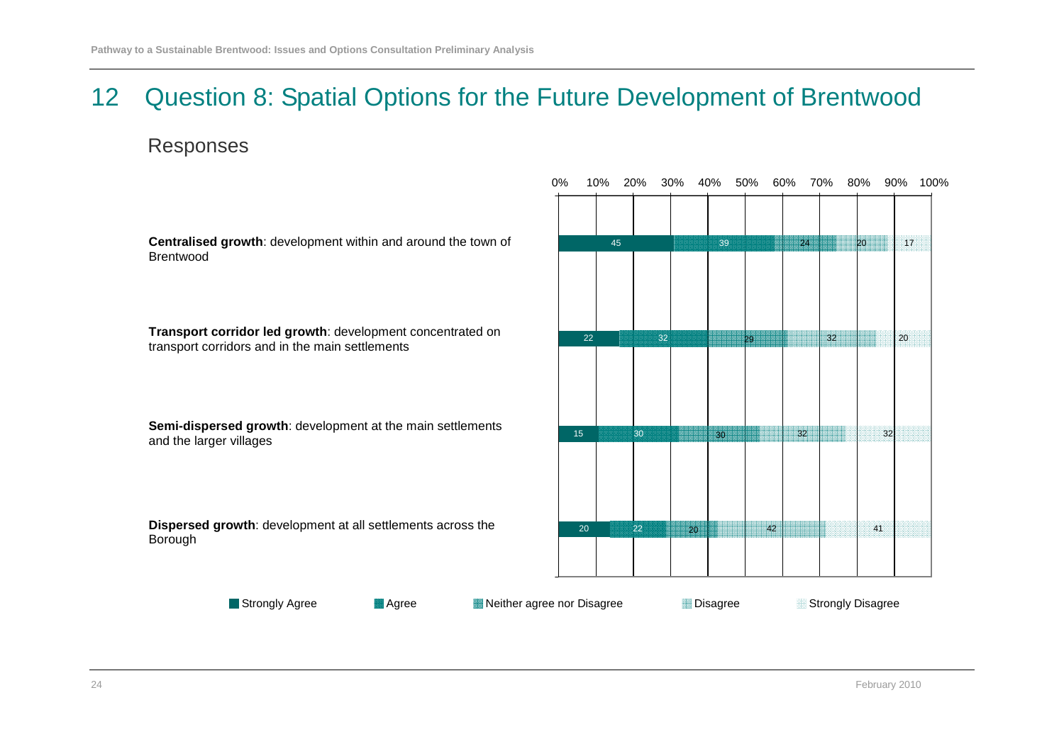# 12 Question 8: Spatial Options for the Future Development of Brentwood

## Responses

| | Strongly Agree | Agree | Neither agree nor Disagree | Disagree | Strongly Disagree |
|---|---|---|---|---|---|
| **Centralised growth**: development within and around the town of Brentwood | 45 | 39 | 24 | 20 | 17 |
| **Transport corridor led growth**: development concentrated on transport corridors and in the main settlements | 22 | 32 | 29 | 32 | 20 |
| **Semi-dispersed growth**: development at the main settlements and the larger villages | 15 | 30 | 30 | 32 | 32 |
| **Dispersed growth**: development at all settlements across the Borough | 20 | 22 | 20 | 42 | 41 |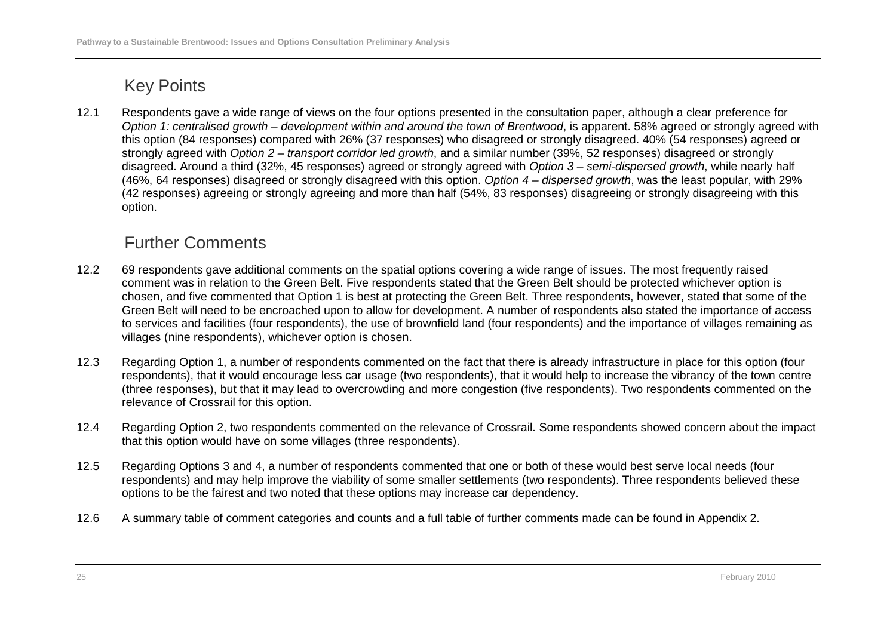## Key Points

12.1 Respondents gave a wide range of views on the four options presented in the consultation paper, although a clear preference for *Option 1: centralised growth – development within and around the town of Brentwood*, is apparent. 58% agreed or strongly agreed with this option (84 responses) compared with 26% (37 responses) who disagreed or strongly disagreed. 40% (54 responses) agreed or strongly agreed with *Option 2 – transport corridor led growth*, and a similar number (39%, 52 responses) disagreed or strongly disagreed. Around a third (32%, 45 responses) agreed or strongly agreed with *Option 3 – semi-dispersed growth*, while nearly half (46%, 64 responses) disagreed or strongly disagreed with this option. *Option 4 – dispersed growth*, was the least popular, with 29% (42 responses) agreeing or strongly agreeing and more than half (54%, 83 responses) disagreeing or strongly disagreeing with this option.

## Further Comments

12.2 69 respondents gave additional comments on the spatial options covering a wide range of issues. The most frequently raised comment was in relation to the Green Belt. Five respondents stated that the Green Belt should be protected whichever option is chosen, and five commented that Option 1 is best at protecting the Green Belt. Three respondents, however, stated that some of the Green Belt will need to be encroached upon to allow for development. A number of respondents also stated the importance of access to services and facilities (four respondents), the use of brownfield land (four respondents) and the importance of villages remaining as villages (nine respondents), whichever option is chosen.

12.3 Regarding Option 1, a number of respondents commented on the fact that there is already infrastructure in place for this option (four respondents), that it would encourage less car usage (two respondents), that it would help to increase the vibrancy of the town centre (three responses), but that it may lead to overcrowding and more congestion (five respondents). Two respondents commented on the relevance of Crossrail for this option.

12.4 Regarding Option 2, two respondents commented on the relevance of Crossrail. Some respondents showed concern about the impact that this option would have on some villages (three respondents).

12.5 Regarding Options 3 and 4, a number of respondents commented that one or both of these would best serve local needs (four respondents) and may help improve the viability of some smaller settlements (two respondents). Three respondents believed these options to be the fairest and two noted that these options may increase car dependency.

12.6 A summary table of comment categories and counts and a full table of further comments made can be found in Appendix 2.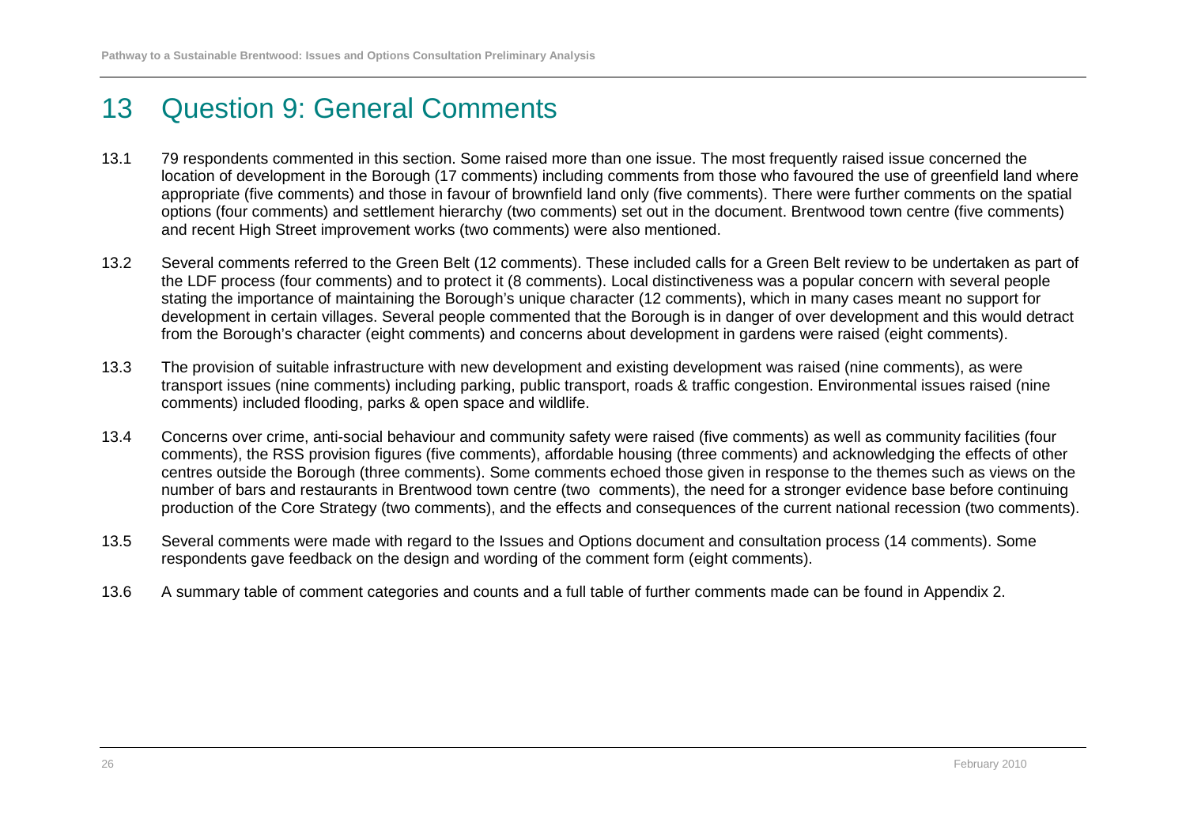# 13 Question 9: General Comments

13.1 79 respondents commented in this section. Some raised more than one issue. The most frequently raised issue concerned the location of development in the Borough (17 comments) including comments from those who favoured the use of greenfield land where appropriate (five comments) and those in favour of brownfield land only (five comments). There were further comments on the spatial options (four comments) and settlement hierarchy (two comments) set out in the document. Brentwood town centre (five comments) and recent High Street improvement works (two comments) were also mentioned.

13.2 Several comments referred to the Green Belt (12 comments). These included calls for a Green Belt review to be undertaken as part of the LDF process (four comments) and to protect it (8 comments). Local distinctiveness was a popular concern with several people stating the importance of maintaining the Borough's unique character (12 comments), which in many cases meant no support for development in certain villages. Several people commented that the Borough is in danger of over development and this would detract from the Borough's character (eight comments) and concerns about development in gardens were raised (eight comments).

13.3 The provision of suitable infrastructure with new development and existing development was raised (nine comments), as were transport issues (nine comments) including parking, public transport, roads & traffic congestion. Environmental issues raised (nine comments) included flooding, parks & open space and wildlife.

13.4 Concerns over crime, anti-social behaviour and community safety were raised (five comments) as well as community facilities (four comments), the RSS provision figures (five comments), affordable housing (three comments) and acknowledging the effects of other centres outside the Borough (three comments). Some comments echoed those given in response to the themes such as views on the number of bars and restaurants in Brentwood town centre (two comments), the need for a stronger evidence base before continuing production of the Core Strategy (two comments), and the effects and consequences of the current national recession (two comments).

13.5 Several comments were made with regard to the Issues and Options document and consultation process (14 comments). Some respondents gave feedback on the design and wording of the comment form (eight comments).

13.6 A summary table of comment categories and counts and a full table of further comments made can be found in Appendix 2.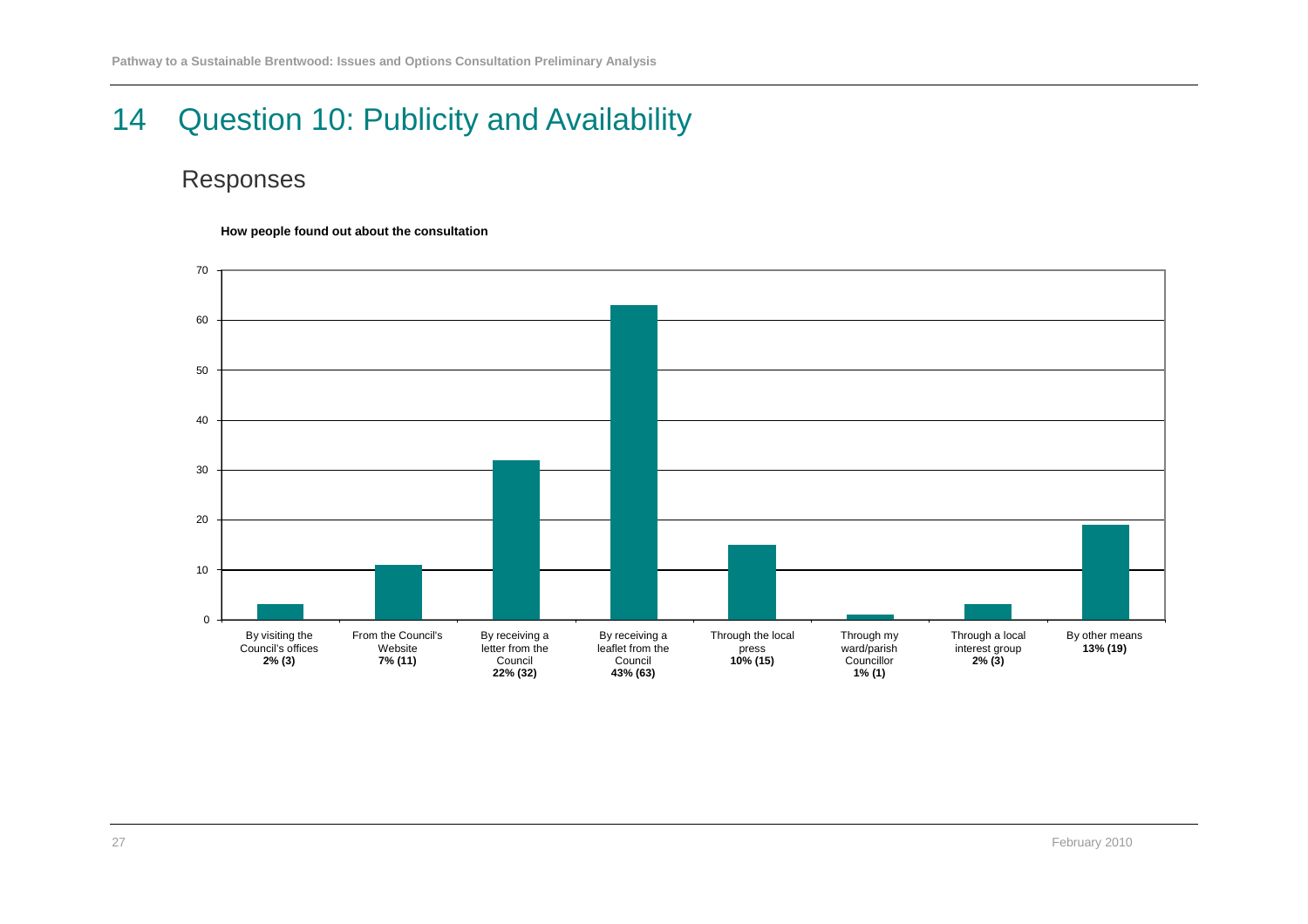# 14 Question 10: Publicity and Availability

## Responses

**How people found out about the consultation**

| How people found out | Percentage | Responses |
| --- | --- | --- |
| By visiting the Council's offices | 2% | 3 |
| From the Council's Website | 7% | 11 |
| By receiving a letter from the Council | 22% | 32 |
| By receiving a leaflet from the Council | 43% | 63 |
| Through the local press | 10% | 15 |
| Through my ward/parish Councillor | 1% | 1 |
| Through a local interest group | 2% | 3 |
| By other means | 13% | 19 |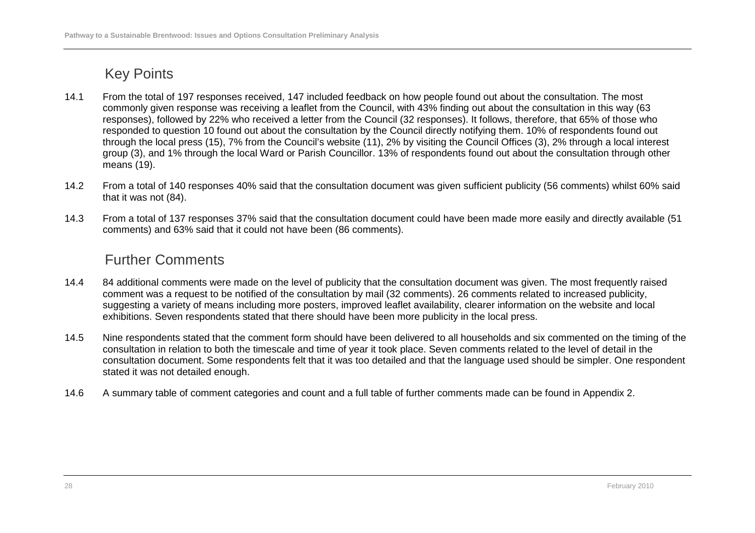## Key Points

14.1 From the total of 197 responses received, 147 included feedback on how people found out about the consultation. The most commonly given response was receiving a leaflet from the Council, with 43% finding out about the consultation in this way (63 responses), followed by 22% who received a letter from the Council (32 responses). It follows, therefore, that 65% of those who responded to question 10 found out about the consultation by the Council directly notifying them. 10% of respondents found out through the local press (15), 7% from the Council's website (11), 2% by visiting the Council Offices (3), 2% through a local interest group (3), and 1% through the local Ward or Parish Councillor. 13% of respondents found out about the consultation through other means (19).

14.2 From a total of 140 responses 40% said that the consultation document was given sufficient publicity (56 comments) whilst 60% said that it was not (84).

14.3 From a total of 137 responses 37% said that the consultation document could have been made more easily and directly available (51 comments) and 63% said that it could not have been (86 comments).

## Further Comments

14.4 84 additional comments were made on the level of publicity that the consultation document was given. The most frequently raised comment was a request to be notified of the consultation by mail (32 comments). 26 comments related to increased publicity, suggesting a variety of means including more posters, improved leaflet availability, clearer information on the website and local exhibitions. Seven respondents stated that there should have been more publicity in the local press.

14.5 Nine respondents stated that the comment form should have been delivered to all households and six commented on the timing of the consultation in relation to both the timescale and time of year it took place. Seven comments related to the level of detail in the consultation document. Some respondents felt that it was too detailed and that the language used should be simpler. One respondent stated it was not detailed enough.

14.6 A summary table of comment categories and count and a full table of further comments made can be found in Appendix 2.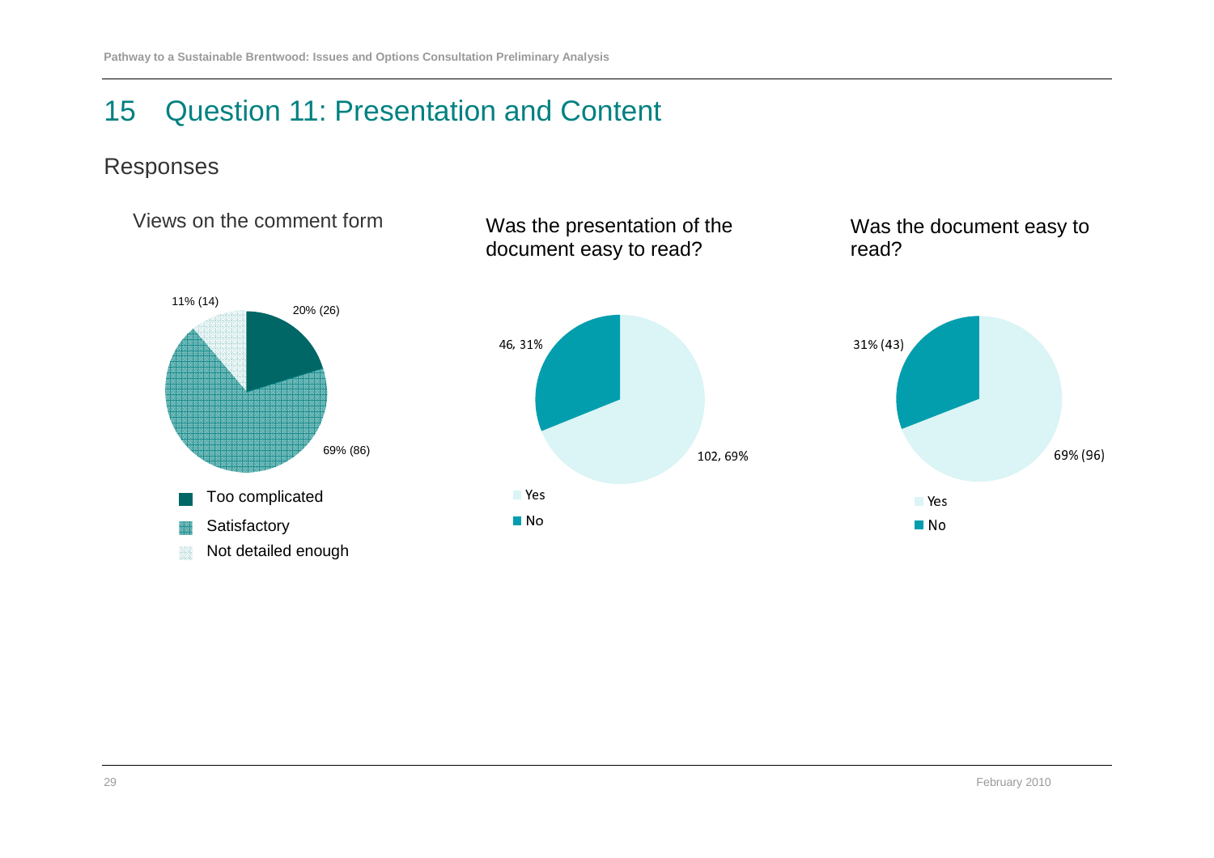# 15 Question 11: Presentation and Content

## Responses

Views on the comment form

11% (14)

20% (26)

69% (86)

- Too complicated
- Satisfactory
- Not detailed enough

Was the presentation of the document easy to read?

46, 31%

102, 69%

- Yes
- No

Was the document easy to read?

31% (43)

69% (96)

- Yes
- No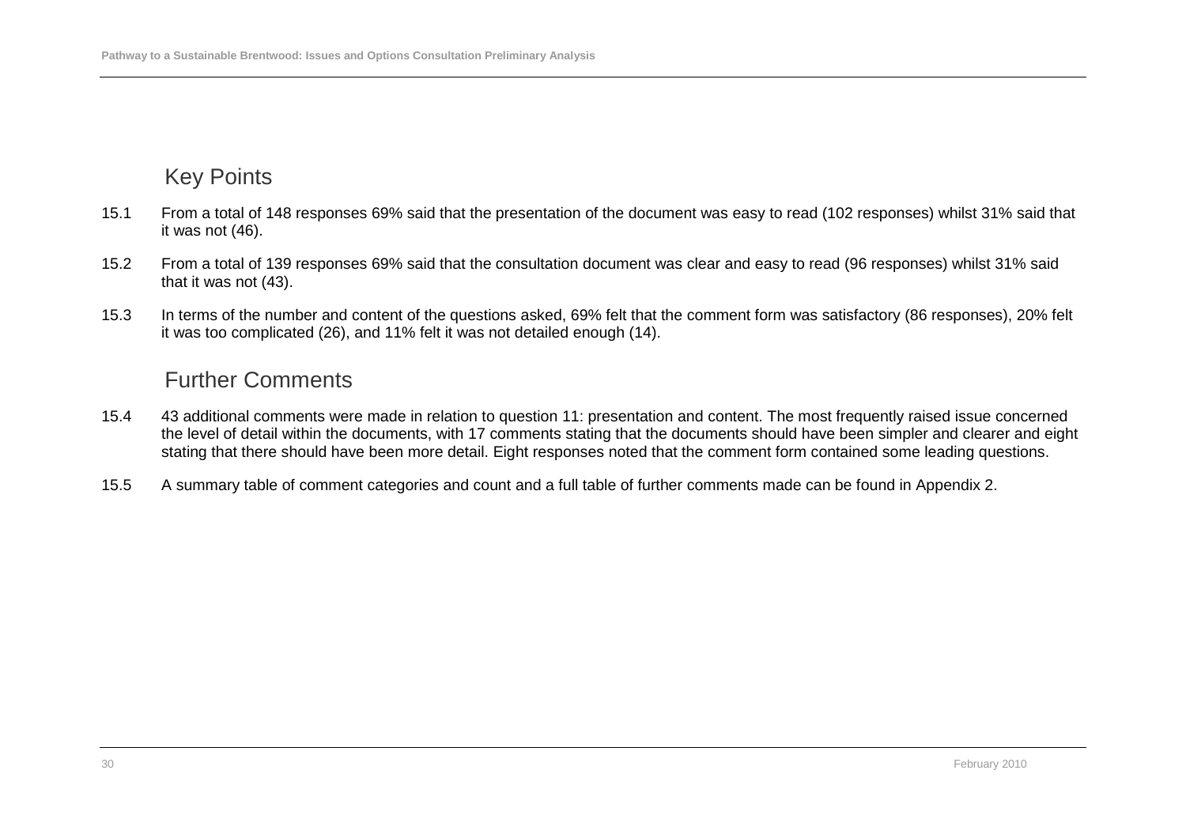## Key Points

15.1 From a total of 148 responses 69% said that the presentation of the document was easy to read (102 responses) whilst 31% said that it was not (46).

15.2 From a total of 139 responses 69% said that the consultation document was clear and easy to read (96 responses) whilst 31% said that it was not (43).

15.3 In terms of the number and content of the questions asked, 69% felt that the comment form was satisfactory (86 responses), 20% felt it was too complicated (26), and 11% felt it was not detailed enough (14).

## Further Comments

15.4 43 additional comments were made in relation to question 11: presentation and content. The most frequently raised issue concerned the level of detail within the documents, with 17 comments stating that the documents should have been simpler and clearer and eight stating that there should have been more detail. Eight responses noted that the comment form contained some leading questions.

15.5 A summary table of comment categories and count and a full table of further comments made can be found in Appendix 2.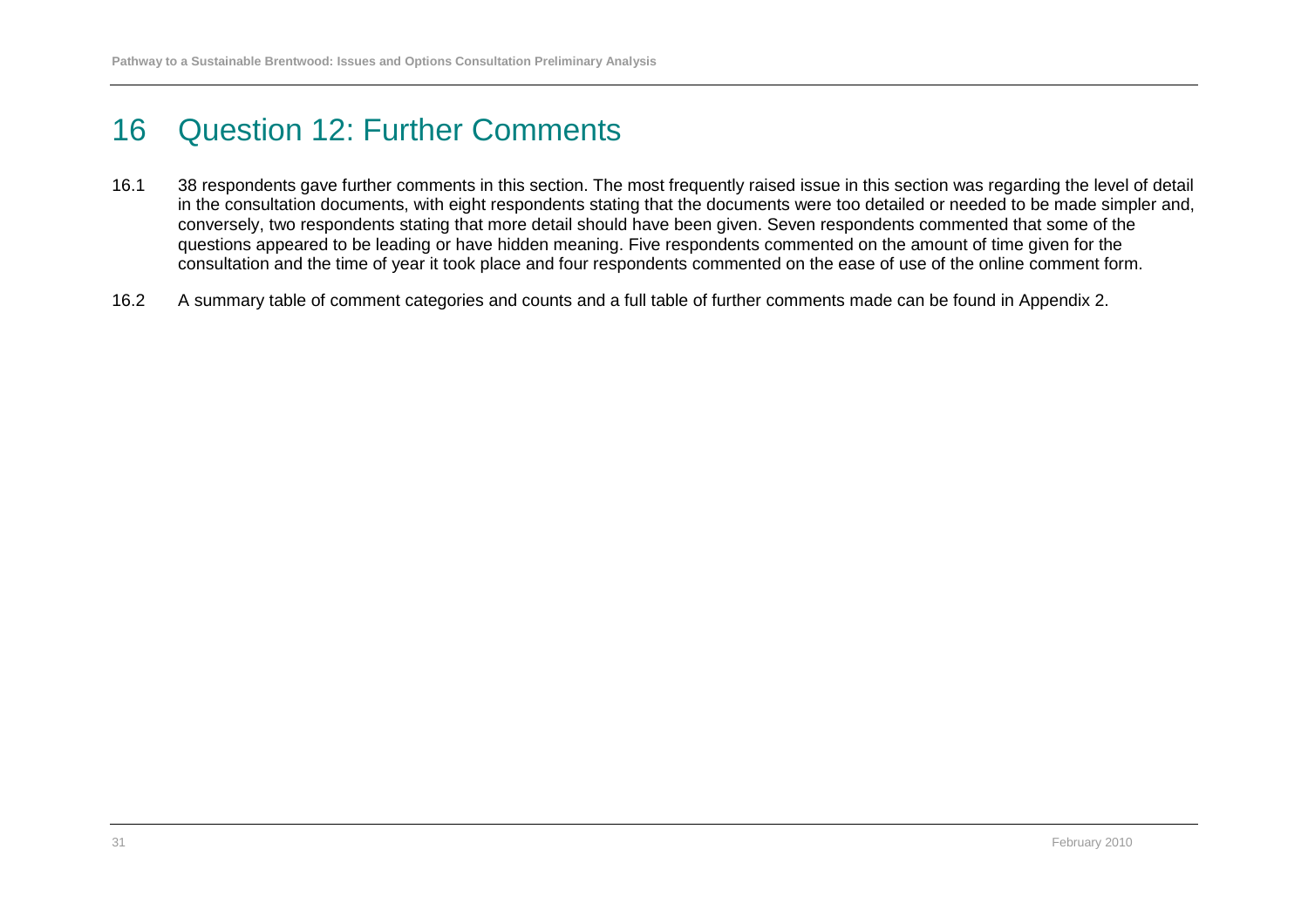# 16 Question 12: Further Comments

16.1 38 respondents gave further comments in this section. The most frequently raised issue in this section was regarding the level of detail in the consultation documents, with eight respondents stating that the documents were too detailed or needed to be made simpler and, conversely, two respondents stating that more detail should have been given. Seven respondents commented that some of the questions appeared to be leading or have hidden meaning. Five respondents commented on the amount of time given for the consultation and the time of year it took place and four respondents commented on the ease of use of the online comment form.

16.2 A summary table of comment categories and counts and a full table of further comments made can be found in Appendix 2.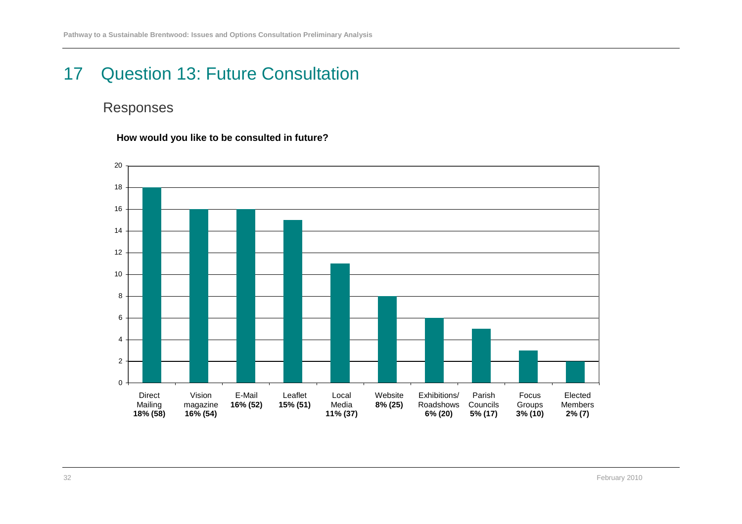# 17 Question 13: Future Consultation

## Responses

**How would you like to be consulted in future?**

| Response | Percentage (Count) |
|---|---|
| Direct Mailing | **18% (58)** |
| Vision magazine | **16% (54)** |
| E-Mail | **16% (52)** |
| Leaflet | **15% (51)** |
| Local Media | **11% (37)** |
| Website | **8% (25)** |
| Exhibitions/ Roadshows | **6% (20)** |
| Parish Councils | **5% (17)** |
| Focus Groups | **3% (10)** |
| Elected Members | **2% (7)** |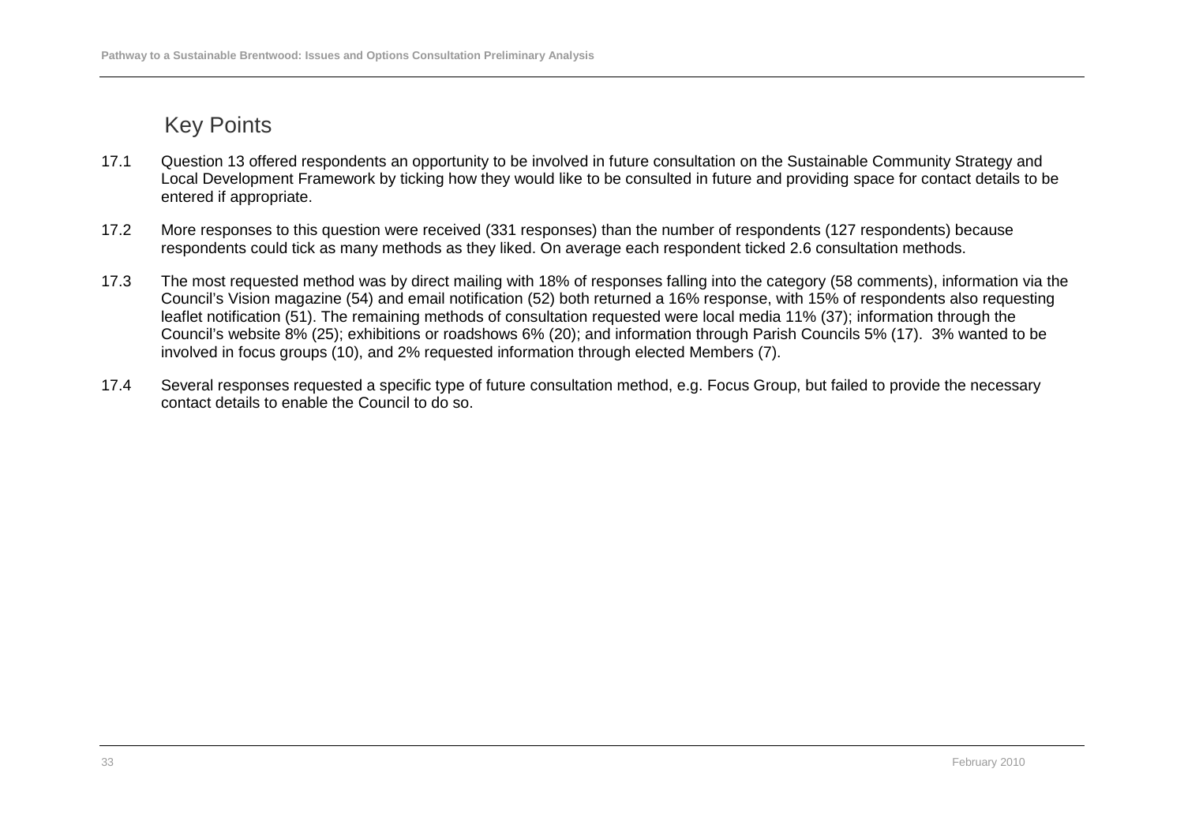## Key Points

17.1 Question 13 offered respondents an opportunity to be involved in future consultation on the Sustainable Community Strategy and Local Development Framework by ticking how they would like to be consulted in future and providing space for contact details to be entered if appropriate.

17.2 More responses to this question were received (331 responses) than the number of respondents (127 respondents) because respondents could tick as many methods as they liked. On average each respondent ticked 2.6 consultation methods.

17.3 The most requested method was by direct mailing with 18% of responses falling into the category (58 comments), information via the Council's Vision magazine (54) and email notification (52) both returned a 16% response, with 15% of respondents also requesting leaflet notification (51). The remaining methods of consultation requested were local media 11% (37); information through the Council's website 8% (25); exhibitions or roadshows 6% (20); and information through Parish Councils 5% (17). 3% wanted to be involved in focus groups (10), and 2% requested information through elected Members (7).

17.4 Several responses requested a specific type of future consultation method, e.g. Focus Group, but failed to provide the necessary contact details to enable the Council to do so.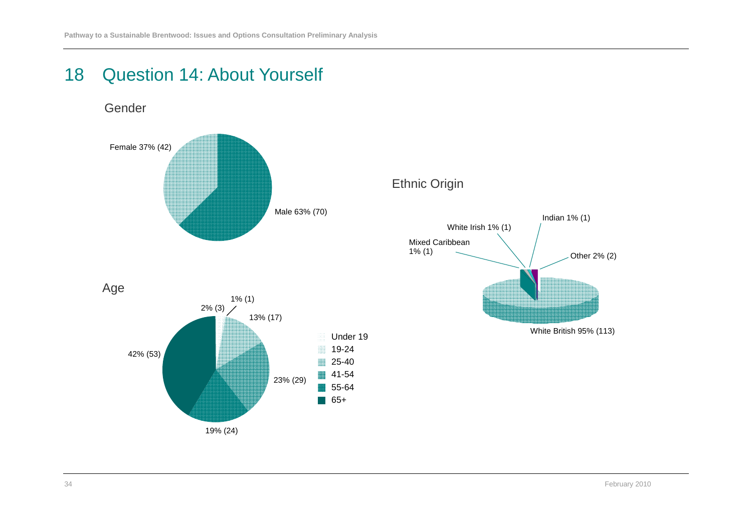# 18 Question 14: About Yourself

### Gender

Female 37% (42)

Male 63% (70)

### Age

| Age | Percentage (count) |
|---|---|
| Under 19 | 2% (3) |
| 19-24 | 1% (1) |
| 25-40 | 13% (17) |
| 41-54 | 23% (29) |
| 55-64 | 19% (24) |
| 65+ | 42% (53) |

### Ethnic Origin

White British 95% (113)

Mixed Caribbean 1% (1)

White Irish 1% (1)

Indian 1% (1)

Other 2% (2)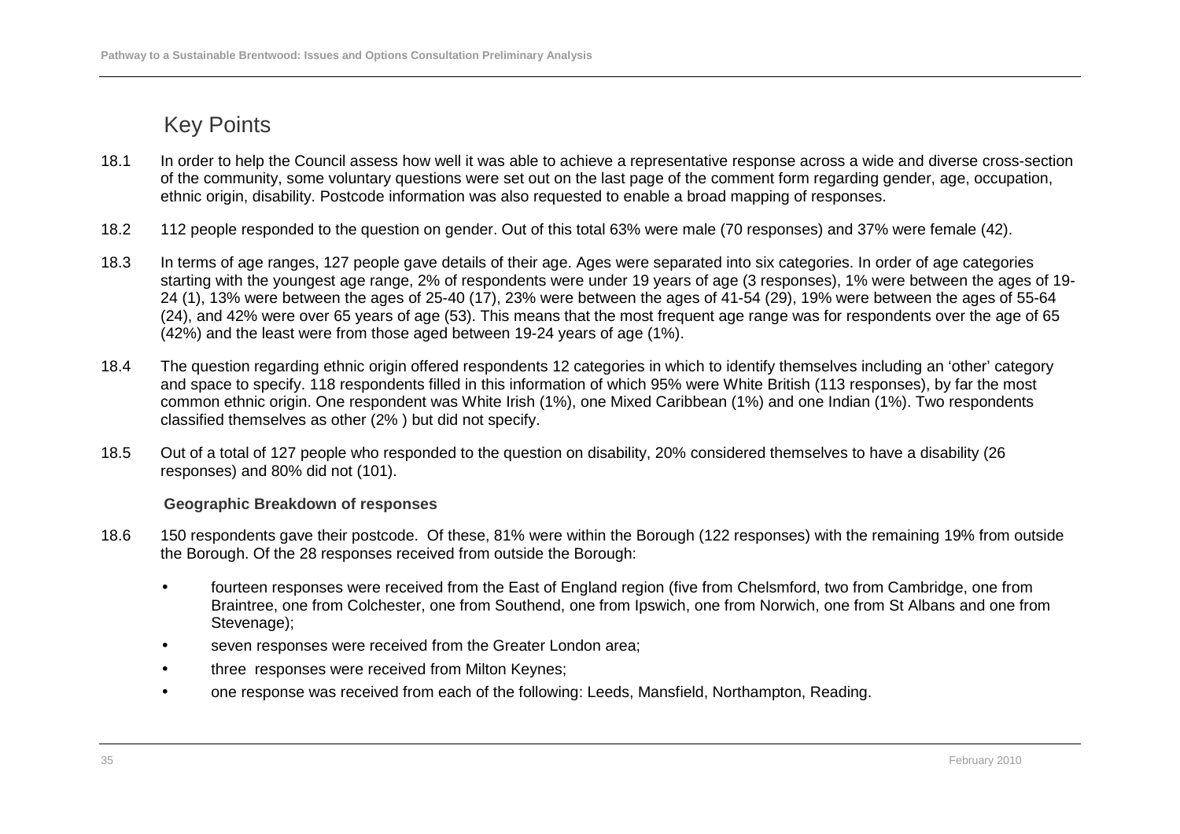## Key Points

18.1 In order to help the Council assess how well it was able to achieve a representative response across a wide and diverse cross-section of the community, some voluntary questions were set out on the last page of the comment form regarding gender, age, occupation, ethnic origin, disability. Postcode information was also requested to enable a broad mapping of responses.

18.2 112 people responded to the question on gender. Out of this total 63% were male (70 responses) and 37% were female (42).

18.3 In terms of age ranges, 127 people gave details of their age. Ages were separated into six categories. In order of age categories starting with the youngest age range, 2% of respondents were under 19 years of age (3 responses), 1% were between the ages of 19-24 (1), 13% were between the ages of 25-40 (17), 23% were between the ages of 41-54 (29), 19% were between the ages of 55-64 (24), and 42% were over 65 years of age (53). This means that the most frequent age range was for respondents over the age of 65 (42%) and the least were from those aged between 19-24 years of age (1%).

18.4 The question regarding ethnic origin offered respondents 12 categories in which to identify themselves including an 'other' category and space to specify. 118 respondents filled in this information of which 95% were White British (113 responses), by far the most common ethnic origin. One respondent was White Irish (1%), one Mixed Caribbean (1%) and one Indian (1%). Two respondents classified themselves as other (2% ) but did not specify.

18.5 Out of a total of 127 people who responded to the question on disability, 20% considered themselves to have a disability (26 responses) and 80% did not (101).

**Geographic Breakdown of responses**

18.6 150 respondents gave their postcode. Of these, 81% were within the Borough (122 responses) with the remaining 19% from outside the Borough. Of the 28 responses received from outside the Borough:

- fourteen responses were received from the East of England region (five from Chelsmford, two from Cambridge, one from Braintree, one from Colchester, one from Southend, one from Ipswich, one from Norwich, one from St Albans and one from Stevenage);
- seven responses were received from the Greater London area;
- three responses were received from Milton Keynes;
- one response was received from each of the following: Leeds, Mansfield, Northampton, Reading.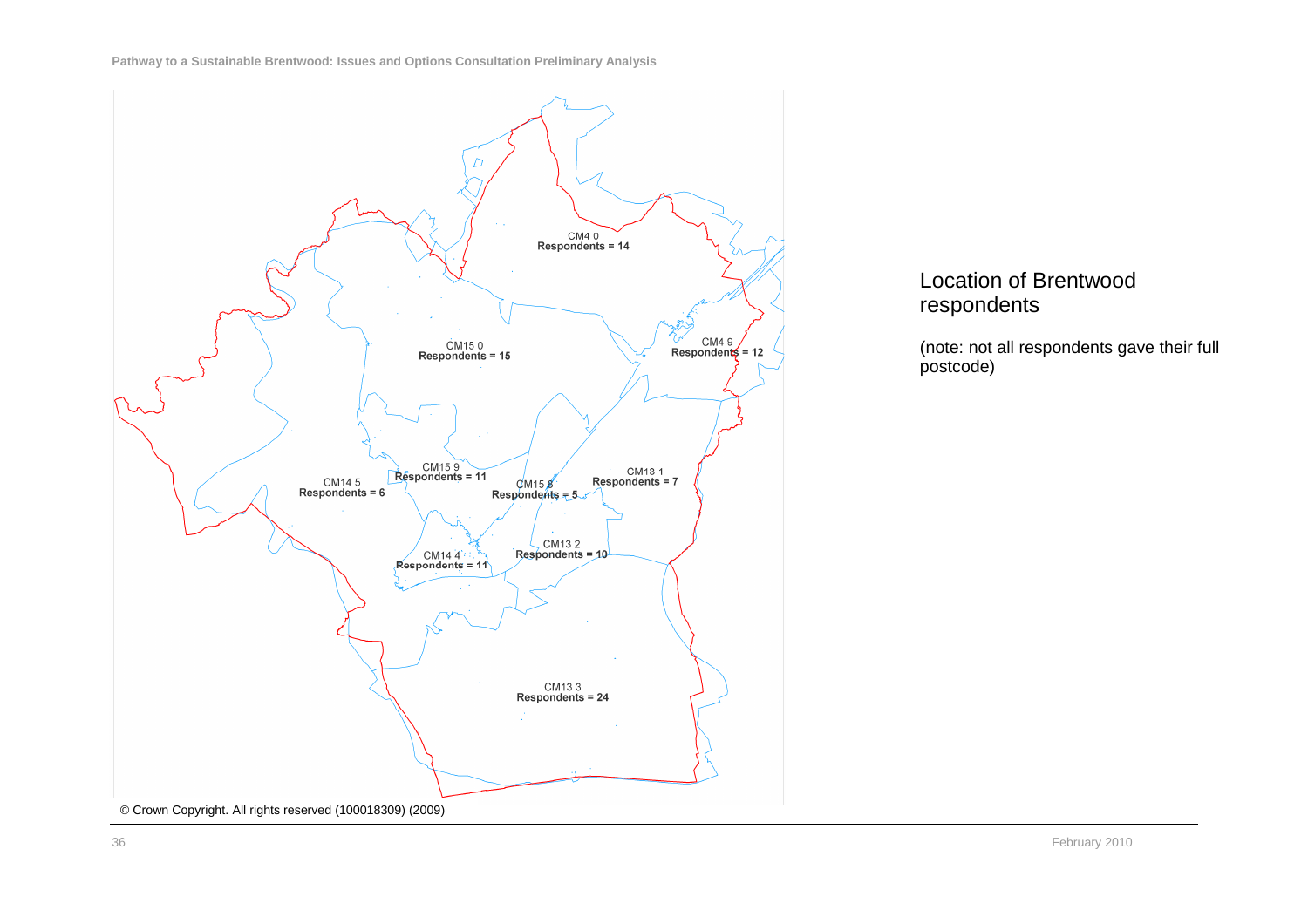CM4 0
Respondents = 14

CM15 0
Respondents = 15

CM4 9
Respondents = 12

CM15 9
Respondents = 11

CM14 5
Respondents = 6

CM15 8
Respondents = 5

CM13 1
Respondents = 7

CM13 2
Respondents = 10

CM14 4
Respondents = 11

CM13 3
Respondents = 24

© Crown Copyright. All rights reserved (100018309) (2009)

## Location of Brentwood respondents

(note: not all respondents gave their full postcode)